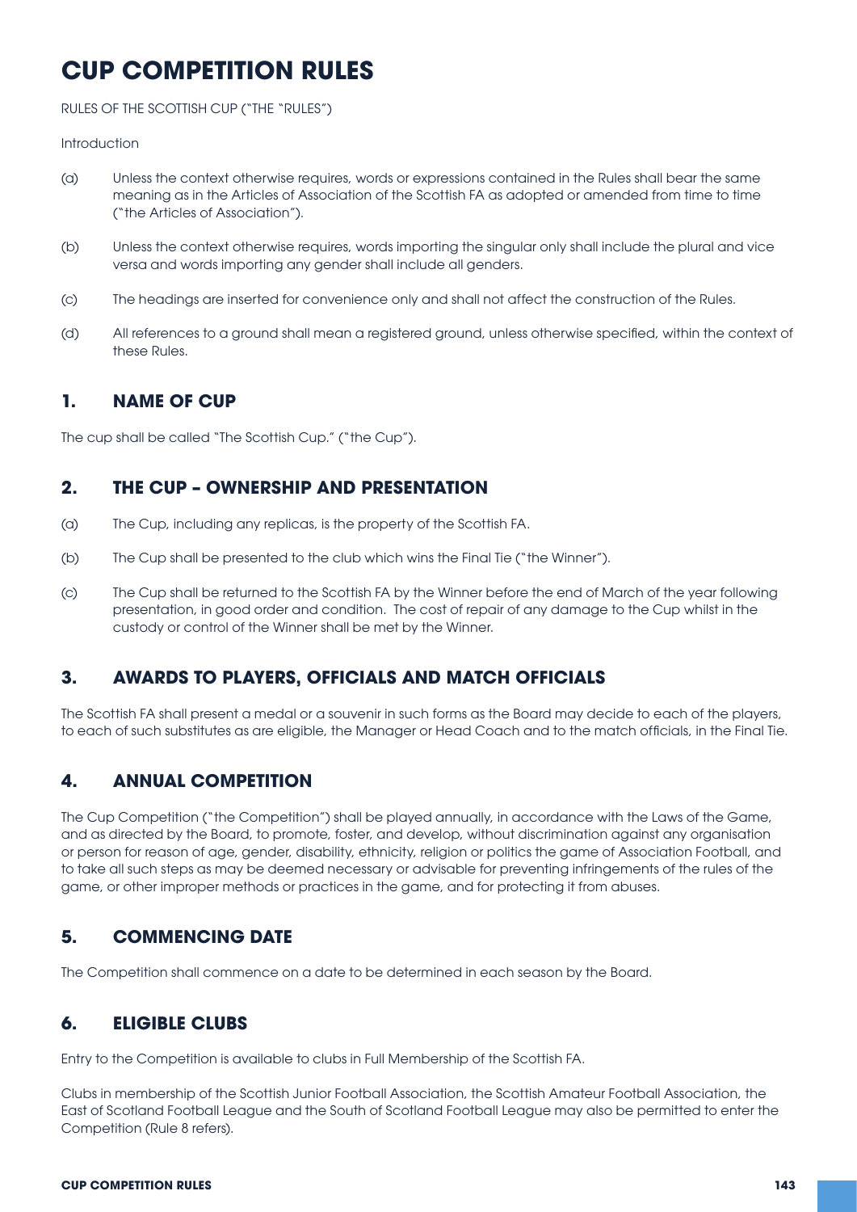# CUP COMPETITION RULES

RULES OF THE SCOTTISH CUP ("THE "RULES")

Introduction

(a) Unless the context otherwise requires, words or expressions contained in the Rules shall bear the same meaning as in the Articles of Association of the Scottish FA as adopted or amended from time to time ("the Articles of Association").

(b) Unless the context otherwise requires, words importing the singular only shall include the plural and vice versa and words importing any gender shall include all genders.

(c) The headings are inserted for convenience only and shall not affect the construction of the Rules.

(d) All references to a ground shall mean a registered ground, unless otherwise specified, within the context of these Rules.

## 1. NAME OF CUP

The cup shall be called "The Scottish Cup." ("the Cup").

## 2. THE CUP – OWNERSHIP AND PRESENTATION

(a) The Cup, including any replicas, is the property of the Scottish FA.

(b) The Cup shall be presented to the club which wins the Final Tie ("the Winner").

(c) The Cup shall be returned to the Scottish FA by the Winner before the end of March of the year following presentation, in good order and condition. The cost of repair of any damage to the Cup whilst in the custody or control of the Winner shall be met by the Winner.

## 3. AWARDS TO PLAYERS, OFFICIALS AND MATCH OFFICIALS

The Scottish FA shall present a medal or a souvenir in such forms as the Board may decide to each of the players, to each of such substitutes as are eligible, the Manager or Head Coach and to the match officials, in the Final Tie.

## 4. ANNUAL COMPETITION

The Cup Competition ("the Competition") shall be played annually, in accordance with the Laws of the Game, and as directed by the Board, to promote, foster, and develop, without discrimination against any organisation or person for reason of age, gender, disability, ethnicity, religion or politics the game of Association Football, and to take all such steps as may be deemed necessary or advisable for preventing infringements of the rules of the game, or other improper methods or practices in the game, and for protecting it from abuses.

## 5. COMMENCING DATE

The Competition shall commence on a date to be determined in each season by the Board.

## 6. ELIGIBLE CLUBS

Entry to the Competition is available to clubs in Full Membership of the Scottish FA.

Clubs in membership of the Scottish Junior Football Association, the Scottish Amateur Football Association, the East of Scotland Football League and the South of Scotland Football League may also be permitted to enter the Competition (Rule 8 refers).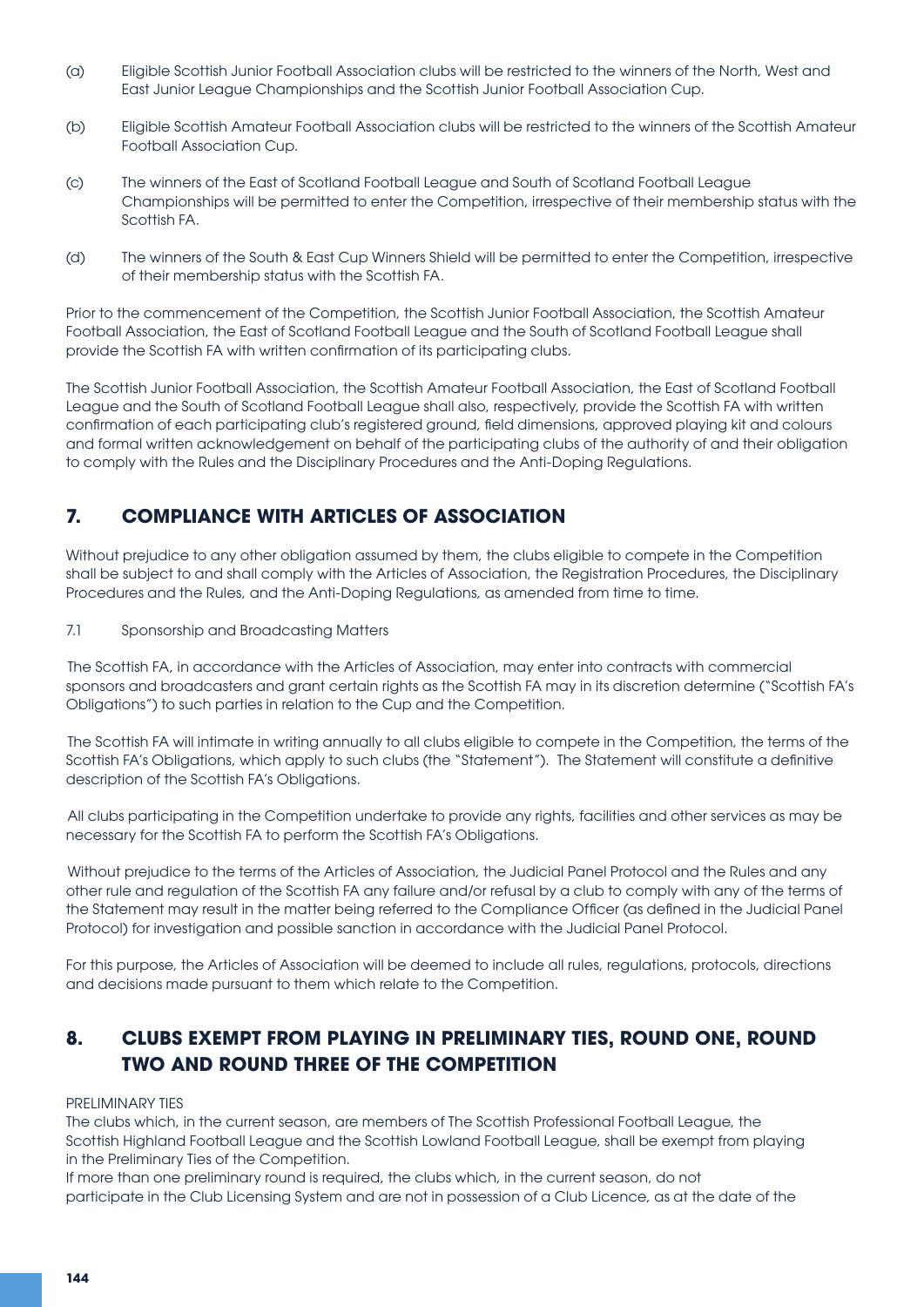(a) Eligible Scottish Junior Football Association clubs will be restricted to the winners of the North, West and East Junior League Championships and the Scottish Junior Football Association Cup.

(b) Eligible Scottish Amateur Football Association clubs will be restricted to the winners of the Scottish Amateur Football Association Cup.

(c) The winners of the East of Scotland Football League and South of Scotland Football League Championships will be permitted to enter the Competition, irrespective of their membership status with the Scottish FA.

(d) The winners of the South & East Cup Winners Shield will be permitted to enter the Competition, irrespective of their membership status with the Scottish FA.

Prior to the commencement of the Competition, the Scottish Junior Football Association, the Scottish Amateur Football Association, the East of Scotland Football League and the South of Scotland Football League shall provide the Scottish FA with written confirmation of its participating clubs.

The Scottish Junior Football Association, the Scottish Amateur Football Association, the East of Scotland Football League and the South of Scotland Football League shall also, respectively, provide the Scottish FA with written confirmation of each participating club's registered ground, field dimensions, approved playing kit and colours and formal written acknowledgement on behalf of the participating clubs of the authority of and their obligation to comply with the Rules and the Disciplinary Procedures and the Anti-Doping Regulations.

## 7. COMPLIANCE WITH ARTICLES OF ASSOCIATION

Without prejudice to any other obligation assumed by them, the clubs eligible to compete in the Competition shall be subject to and shall comply with the Articles of Association, the Registration Procedures, the Disciplinary Procedures and the Rules, and the Anti-Doping Regulations, as amended from time to time.

7.1 Sponsorship and Broadcasting Matters

The Scottish FA, in accordance with the Articles of Association, may enter into contracts with commercial sponsors and broadcasters and grant certain rights as the Scottish FA may in its discretion determine ("Scottish FA's Obligations") to such parties in relation to the Cup and the Competition.

The Scottish FA will intimate in writing annually to all clubs eligible to compete in the Competition, the terms of the Scottish FA's Obligations, which apply to such clubs (the "Statement"). The Statement will constitute a definitive description of the Scottish FA's Obligations.

All clubs participating in the Competition undertake to provide any rights, facilities and other services as may be necessary for the Scottish FA to perform the Scottish FA's Obligations.

Without prejudice to the terms of the Articles of Association, the Judicial Panel Protocol and the Rules and any other rule and regulation of the Scottish FA any failure and/or refusal by a club to comply with any of the terms of the Statement may result in the matter being referred to the Compliance Officer (as defined in the Judicial Panel Protocol) for investigation and possible sanction in accordance with the Judicial Panel Protocol.

For this purpose, the Articles of Association will be deemed to include all rules, regulations, protocols, directions and decisions made pursuant to them which relate to the Competition.

## 8. CLUBS EXEMPT FROM PLAYING IN PRELIMINARY TIES, ROUND ONE, ROUND TWO AND ROUND THREE OF THE COMPETITION

PRELIMINARY TIES

The clubs which, in the current season, are members of The Scottish Professional Football League, the Scottish Highland Football League and the Scottish Lowland Football League, shall be exempt from playing in the Preliminary Ties of the Competition.

If more than one preliminary round is required, the clubs which, in the current season, do not participate in the Club Licensing System and are not in possession of a Club Licence, as at the date of the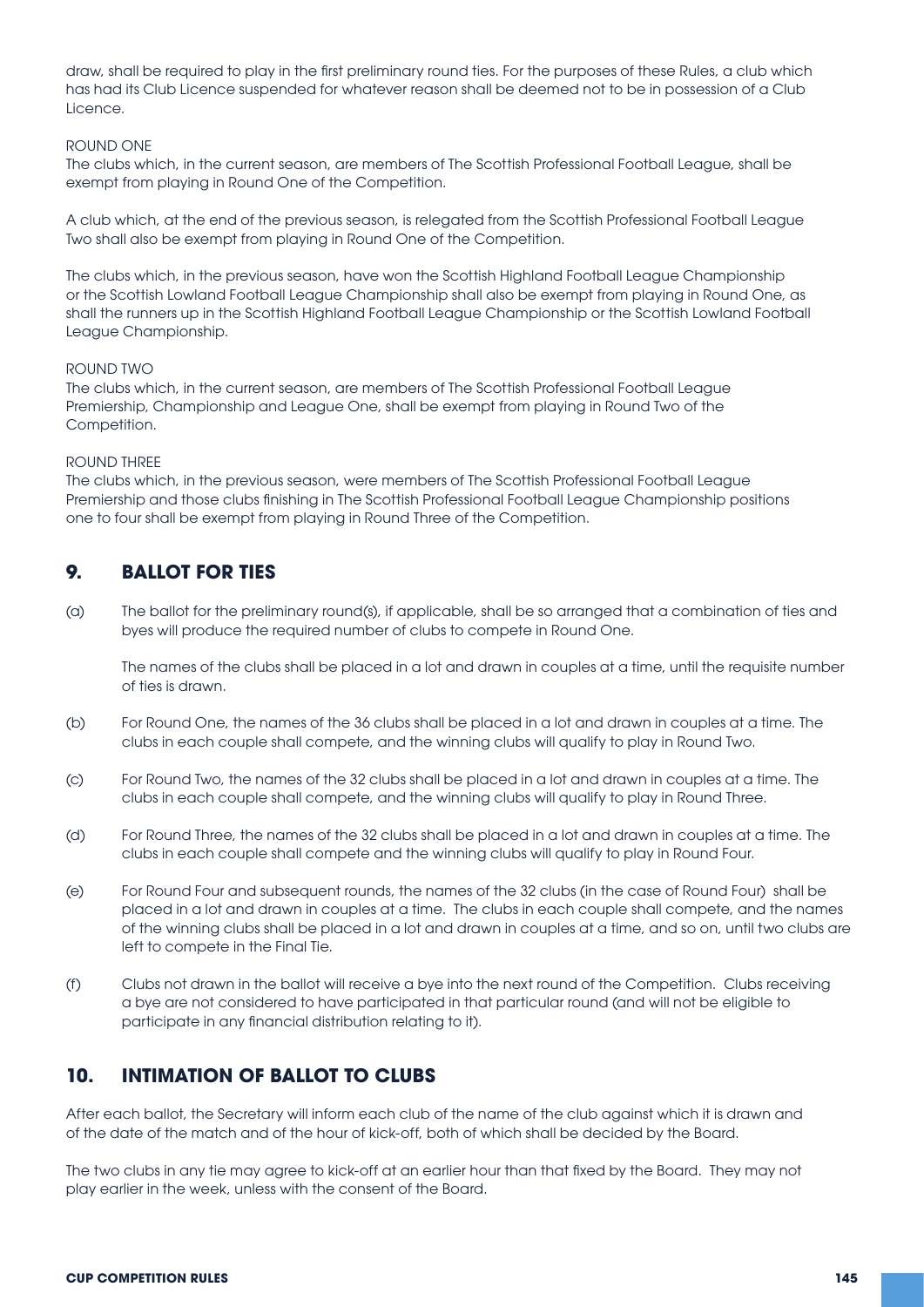draw, shall be required to play in the first preliminary round ties. For the purposes of these Rules, a club which has had its Club Licence suspended for whatever reason shall be deemed not to be in possession of a Club Licence.

ROUND ONE

The clubs which, in the current season, are members of The Scottish Professional Football League, shall be exempt from playing in Round One of the Competition.

A club which, at the end of the previous season, is relegated from the Scottish Professional Football League Two shall also be exempt from playing in Round One of the Competition.

The clubs which, in the previous season, have won the Scottish Highland Football League Championship or the Scottish Lowland Football League Championship shall also be exempt from playing in Round One, as shall the runners up in the Scottish Highland Football League Championship or the Scottish Lowland Football League Championship.

ROUND TWO

The clubs which, in the current season, are members of The Scottish Professional Football League Premiership, Championship and League One, shall be exempt from playing in Round Two of the Competition.

ROUND THREE

The clubs which, in the previous season, were members of The Scottish Professional Football League Premiership and those clubs finishing in The Scottish Professional Football League Championship positions one to four shall be exempt from playing in Round Three of the Competition.

## 9. BALLOT FOR TIES

(a) The ballot for the preliminary round(s), if applicable, shall be so arranged that a combination of ties and byes will produce the required number of clubs to compete in Round One.

The names of the clubs shall be placed in a lot and drawn in couples at a time, until the requisite number of ties is drawn.

(b) For Round One, the names of the 36 clubs shall be placed in a lot and drawn in couples at a time. The clubs in each couple shall compete, and the winning clubs will qualify to play in Round Two.

(c) For Round Two, the names of the 32 clubs shall be placed in a lot and drawn in couples at a time. The clubs in each couple shall compete, and the winning clubs will qualify to play in Round Three.

(d) For Round Three, the names of the 32 clubs shall be placed in a lot and drawn in couples at a time. The clubs in each couple shall compete and the winning clubs will qualify to play in Round Four.

(e) For Round Four and subsequent rounds, the names of the 32 clubs (in the case of Round Four) shall be placed in a lot and drawn in couples at a time. The clubs in each couple shall compete, and the names of the winning clubs shall be placed in a lot and drawn in couples at a time, and so on, until two clubs are left to compete in the Final Tie.

(f) Clubs not drawn in the ballot will receive a bye into the next round of the Competition. Clubs receiving a bye are not considered to have participated in that particular round (and will not be eligible to participate in any financial distribution relating to it).

## 10. INTIMATION OF BALLOT TO CLUBS

After each ballot, the Secretary will inform each club of the name of the club against which it is drawn and of the date of the match and of the hour of kick-off, both of which shall be decided by the Board.

The two clubs in any tie may agree to kick-off at an earlier hour than that fixed by the Board. They may not play earlier in the week, unless with the consent of the Board.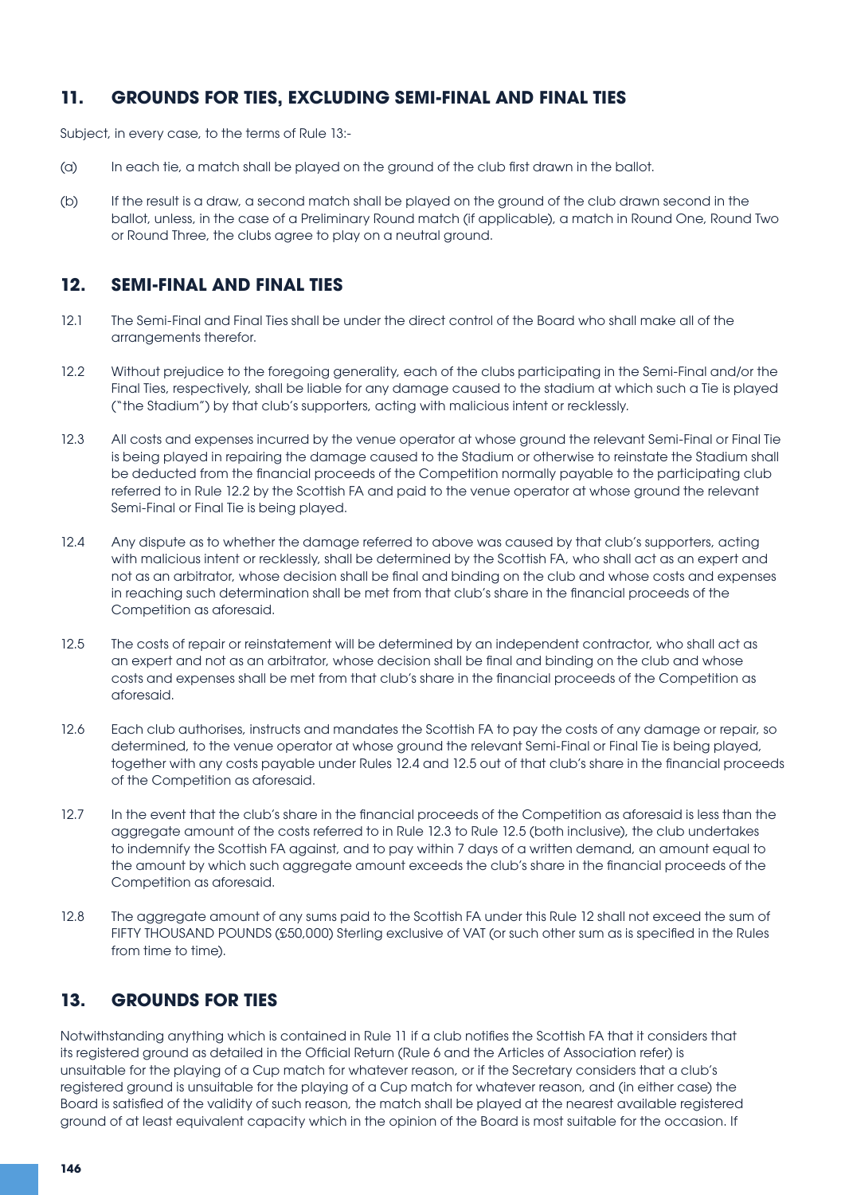## 11. GROUNDS FOR TIES, EXCLUDING SEMI-FINAL AND FINAL TIES

Subject, in every case, to the terms of Rule 13:-

(a) In each tie, a match shall be played on the ground of the club first drawn in the ballot.

(b) If the result is a draw, a second match shall be played on the ground of the club drawn second in the ballot, unless, in the case of a Preliminary Round match (if applicable), a match in Round One, Round Two or Round Three, the clubs agree to play on a neutral ground.

## 12. SEMI-FINAL AND FINAL TIES

12.1 The Semi-Final and Final Ties shall be under the direct control of the Board who shall make all of the arrangements therefor.

12.2 Without prejudice to the foregoing generality, each of the clubs participating in the Semi-Final and/or the Final Ties, respectively, shall be liable for any damage caused to the stadium at which such a Tie is played ("the Stadium") by that club's supporters, acting with malicious intent or recklessly.

12.3 All costs and expenses incurred by the venue operator at whose ground the relevant Semi-Final or Final Tie is being played in repairing the damage caused to the Stadium or otherwise to reinstate the Stadium shall be deducted from the financial proceeds of the Competition normally payable to the participating club referred to in Rule 12.2 by the Scottish FA and paid to the venue operator at whose ground the relevant Semi-Final or Final Tie is being played.

12.4 Any dispute as to whether the damage referred to above was caused by that club's supporters, acting with malicious intent or recklessly, shall be determined by the Scottish FA, who shall act as an expert and not as an arbitrator, whose decision shall be final and binding on the club and whose costs and expenses in reaching such determination shall be met from that club's share in the financial proceeds of the Competition as aforesaid.

12.5 The costs of repair or reinstatement will be determined by an independent contractor, who shall act as an expert and not as an arbitrator, whose decision shall be final and binding on the club and whose costs and expenses shall be met from that club's share in the financial proceeds of the Competition as aforesaid.

12.6 Each club authorises, instructs and mandates the Scottish FA to pay the costs of any damage or repair, so determined, to the venue operator at whose ground the relevant Semi-Final or Final Tie is being played, together with any costs payable under Rules 12.4 and 12.5 out of that club's share in the financial proceeds of the Competition as aforesaid.

12.7 In the event that the club's share in the financial proceeds of the Competition as aforesaid is less than the aggregate amount of the costs referred to in Rule 12.3 to Rule 12.5 (both inclusive), the club undertakes to indemnify the Scottish FA against, and to pay within 7 days of a written demand, an amount equal to the amount by which such aggregate amount exceeds the club's share in the financial proceeds of the Competition as aforesaid.

12.8 The aggregate amount of any sums paid to the Scottish FA under this Rule 12 shall not exceed the sum of FIFTY THOUSAND POUNDS (£50,000) Sterling exclusive of VAT (or such other sum as is specified in the Rules from time to time).

## 13. GROUNDS FOR TIES

Notwithstanding anything which is contained in Rule 11 if a club notifies the Scottish FA that it considers that its registered ground as detailed in the Official Return (Rule 6 and the Articles of Association refer) is unsuitable for the playing of a Cup match for whatever reason, or if the Secretary considers that a club's registered ground is unsuitable for the playing of a Cup match for whatever reason, and (in either case) the Board is satisfied of the validity of such reason, the match shall be played at the nearest available registered ground of at least equivalent capacity which in the opinion of the Board is most suitable for the occasion. If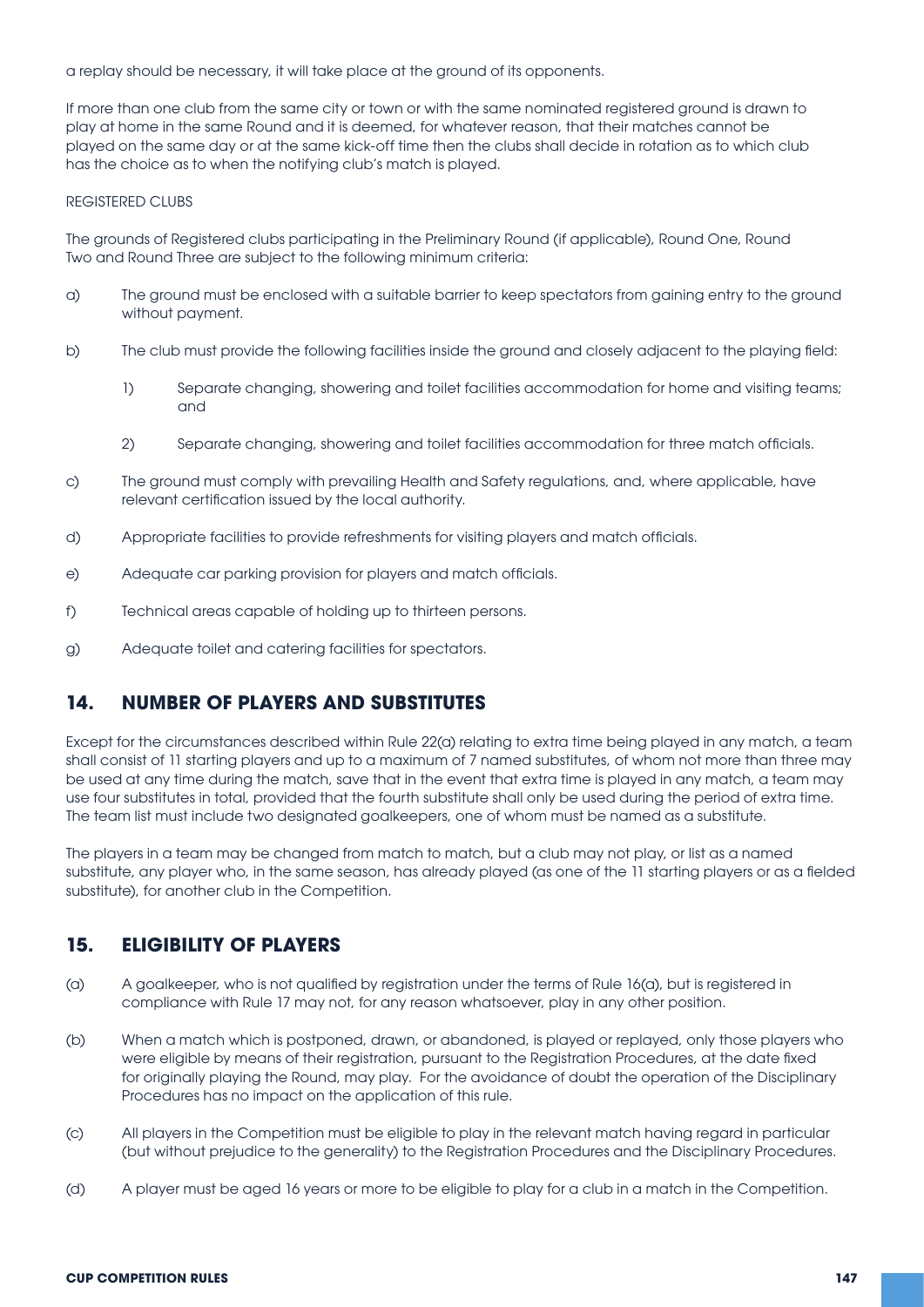a replay should be necessary, it will take place at the ground of its opponents.

If more than one club from the same city or town or with the same nominated registered ground is drawn to play at home in the same Round and it is deemed, for whatever reason, that their matches cannot be played on the same day or at the same kick-off time then the clubs shall decide in rotation as to which club has the choice as to when the notifying club's match is played.

REGISTERED CLUBS

The grounds of Registered clubs participating in the Preliminary Round (if applicable), Round One, Round Two and Round Three are subject to the following minimum criteria:

a) The ground must be enclosed with a suitable barrier to keep spectators from gaining entry to the ground without payment.

b) The club must provide the following facilities inside the ground and closely adjacent to the playing field:

   1) Separate changing, showering and toilet facilities accommodation for home and visiting teams; and

   2) Separate changing, showering and toilet facilities accommodation for three match officials.

c) The ground must comply with prevailing Health and Safety regulations, and, where applicable, have relevant certification issued by the local authority.

d) Appropriate facilities to provide refreshments for visiting players and match officials.

e) Adequate car parking provision for players and match officials.

f) Technical areas capable of holding up to thirteen persons.

g) Adequate toilet and catering facilities for spectators.

## 14. NUMBER OF PLAYERS AND SUBSTITUTES

Except for the circumstances described within Rule 22(a) relating to extra time being played in any match, a team shall consist of 11 starting players and up to a maximum of 7 named substitutes, of whom not more than three may be used at any time during the match, save that in the event that extra time is played in any match, a team may use four substitutes in total, provided that the fourth substitute shall only be used during the period of extra time. The team list must include two designated goalkeepers, one of whom must be named as a substitute.

The players in a team may be changed from match to match, but a club may not play, or list as a named substitute, any player who, in the same season, has already played (as one of the 11 starting players or as a fielded substitute), for another club in the Competition.

## 15. ELIGIBILITY OF PLAYERS

(a) A goalkeeper, who is not qualified by registration under the terms of Rule 16(a), but is registered in compliance with Rule 17 may not, for any reason whatsoever, play in any other position.

(b) When a match which is postponed, drawn, or abandoned, is played or replayed, only those players who were eligible by means of their registration, pursuant to the Registration Procedures, at the date fixed for originally playing the Round, may play. For the avoidance of doubt the operation of the Disciplinary Procedures has no impact on the application of this rule.

(c) All players in the Competition must be eligible to play in the relevant match having regard in particular (but without prejudice to the generality) to the Registration Procedures and the Disciplinary Procedures.

(d) A player must be aged 16 years or more to be eligible to play for a club in a match in the Competition.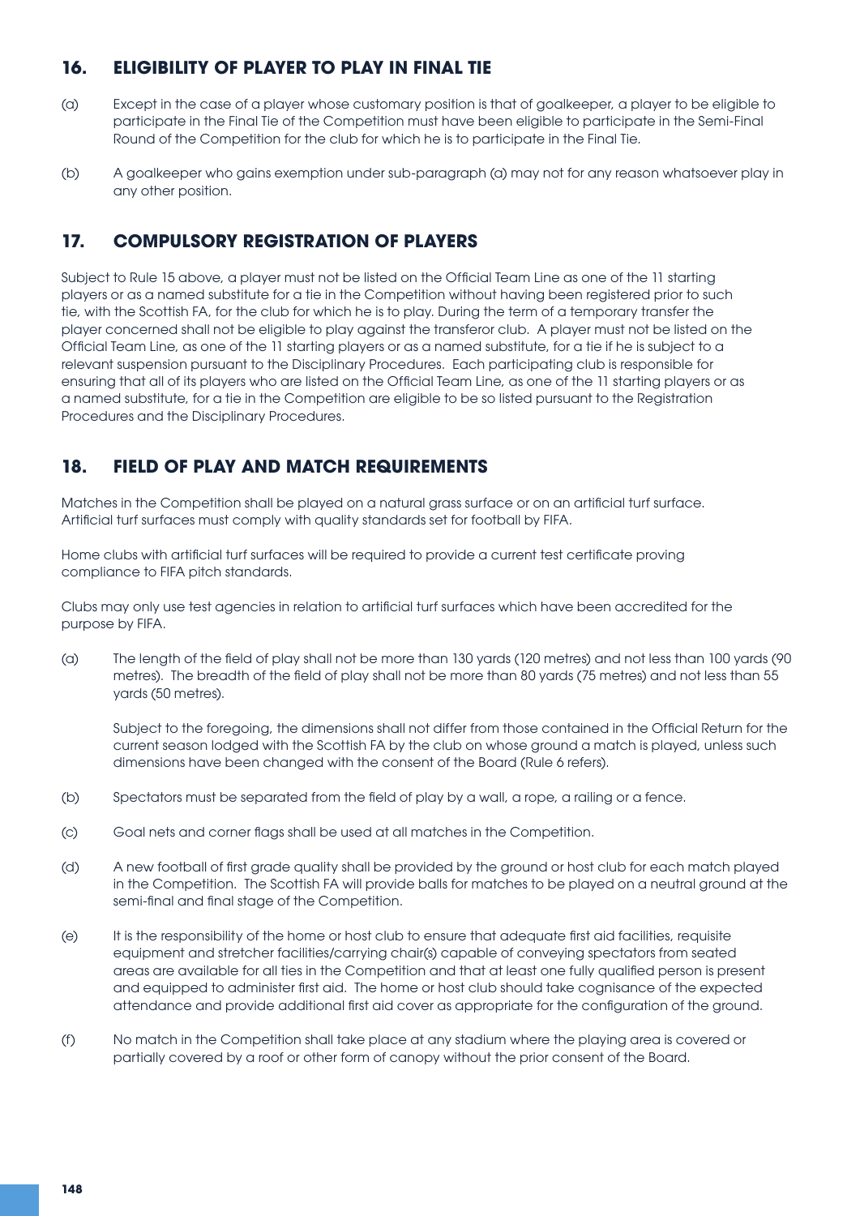## 16. ELIGIBILITY OF PLAYER TO PLAY IN FINAL TIE

(a) Except in the case of a player whose customary position is that of goalkeeper, a player to be eligible to participate in the Final Tie of the Competition must have been eligible to participate in the Semi-Final Round of the Competition for the club for which he is to participate in the Final Tie.

(b) A goalkeeper who gains exemption under sub-paragraph (a) may not for any reason whatsoever play in any other position.

## 17. COMPULSORY REGISTRATION OF PLAYERS

Subject to Rule 15 above, a player must not be listed on the Official Team Line as one of the 11 starting players or as a named substitute for a tie in the Competition without having been registered prior to such tie, with the Scottish FA, for the club for which he is to play. During the term of a temporary transfer the player concerned shall not be eligible to play against the transferor club. A player must not be listed on the Official Team Line, as one of the 11 starting players or as a named substitute, for a tie if he is subject to a relevant suspension pursuant to the Disciplinary Procedures. Each participating club is responsible for ensuring that all of its players who are listed on the Official Team Line, as one of the 11 starting players or as a named substitute, for a tie in the Competition are eligible to be so listed pursuant to the Registration Procedures and the Disciplinary Procedures.

## 18. FIELD OF PLAY AND MATCH REQUIREMENTS

Matches in the Competition shall be played on a natural grass surface or on an artificial turf surface. Artificial turf surfaces must comply with quality standards set for football by FIFA.

Home clubs with artificial turf surfaces will be required to provide a current test certificate proving compliance to FIFA pitch standards.

Clubs may only use test agencies in relation to artificial turf surfaces which have been accredited for the purpose by FIFA.

(a) The length of the field of play shall not be more than 130 yards (120 metres) and not less than 100 yards (90 metres). The breadth of the field of play shall not be more than 80 yards (75 metres) and not less than 55 yards (50 metres).

Subject to the foregoing, the dimensions shall not differ from those contained in the Official Return for the current season lodged with the Scottish FA by the club on whose ground a match is played, unless such dimensions have been changed with the consent of the Board (Rule 6 refers).

(b) Spectators must be separated from the field of play by a wall, a rope, a railing or a fence.

(c) Goal nets and corner flags shall be used at all matches in the Competition.

(d) A new football of first grade quality shall be provided by the ground or host club for each match played in the Competition. The Scottish FA will provide balls for matches to be played on a neutral ground at the semi-final and final stage of the Competition.

(e) It is the responsibility of the home or host club to ensure that adequate first aid facilities, requisite equipment and stretcher facilities/carrying chair(s) capable of conveying spectators from seated areas are available for all ties in the Competition and that at least one fully qualified person is present and equipped to administer first aid. The home or host club should take cognisance of the expected attendance and provide additional first aid cover as appropriate for the configuration of the ground.

(f) No match in the Competition shall take place at any stadium where the playing area is covered or partially covered by a roof or other form of canopy without the prior consent of the Board.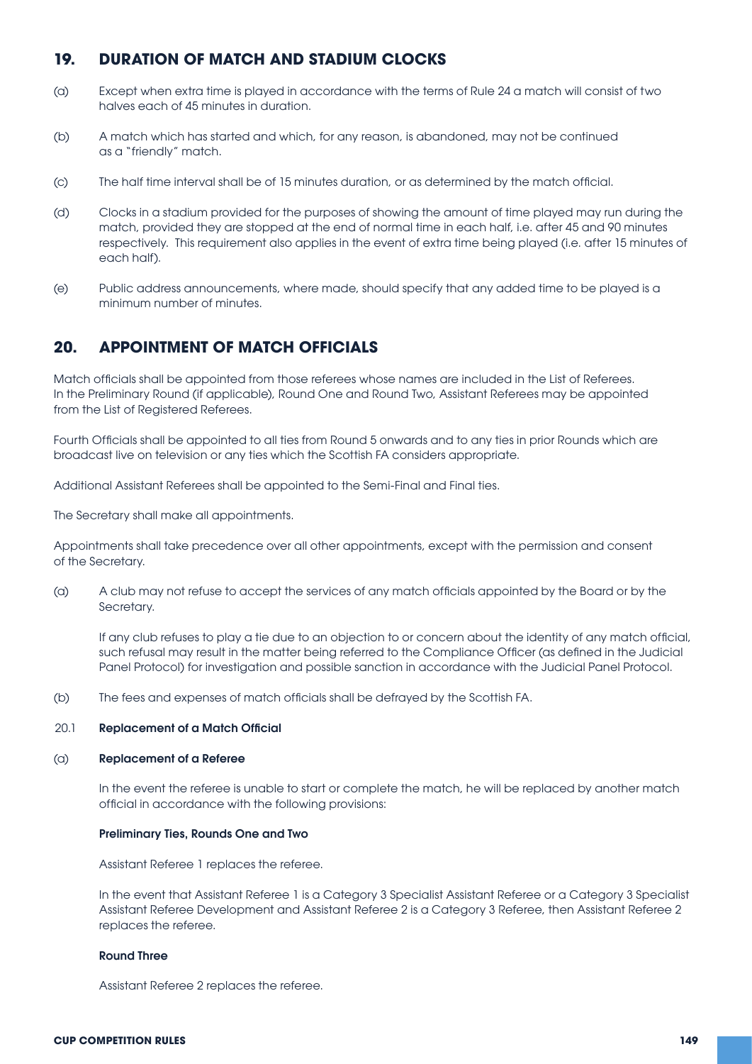## 19. DURATION OF MATCH AND STADIUM CLOCKS

(a) Except when extra time is played in accordance with the terms of Rule 24 a match will consist of two halves each of 45 minutes in duration.

(b) A match which has started and which, for any reason, is abandoned, may not be continued as a "friendly" match.

(c) The half time interval shall be of 15 minutes duration, or as determined by the match official.

(d) Clocks in a stadium provided for the purposes of showing the amount of time played may run during the match, provided they are stopped at the end of normal time in each half, i.e. after 45 and 90 minutes respectively. This requirement also applies in the event of extra time being played (i.e. after 15 minutes of each half).

(e) Public address announcements, where made, should specify that any added time to be played is a minimum number of minutes.

## 20. APPOINTMENT OF MATCH OFFICIALS

Match officials shall be appointed from those referees whose names are included in the List of Referees. In the Preliminary Round (if applicable), Round One and Round Two, Assistant Referees may be appointed from the List of Registered Referees.

Fourth Officials shall be appointed to all ties from Round 5 onwards and to any ties in prior Rounds which are broadcast live on television or any ties which the Scottish FA considers appropriate.

Additional Assistant Referees shall be appointed to the Semi-Final and Final ties.

The Secretary shall make all appointments.

Appointments shall take precedence over all other appointments, except with the permission and consent of the Secretary.

(a) A club may not refuse to accept the services of any match officials appointed by the Board or by the Secretary.

If any club refuses to play a tie due to an objection to or concern about the identity of any match official, such refusal may result in the matter being referred to the Compliance Officer (as defined in the Judicial Panel Protocol) for investigation and possible sanction in accordance with the Judicial Panel Protocol.

(b) The fees and expenses of match officials shall be defrayed by the Scottish FA.

### 20.1 Replacement of a Match Official

#### (a) Replacement of a Referee

In the event the referee is unable to start or complete the match, he will be replaced by another match official in accordance with the following provisions:

**Preliminary Ties, Rounds One and Two**

Assistant Referee 1 replaces the referee.

In the event that Assistant Referee 1 is a Category 3 Specialist Assistant Referee or a Category 3 Specialist Assistant Referee Development and Assistant Referee 2 is a Category 3 Referee, then Assistant Referee 2 replaces the referee.

**Round Three**

Assistant Referee 2 replaces the referee.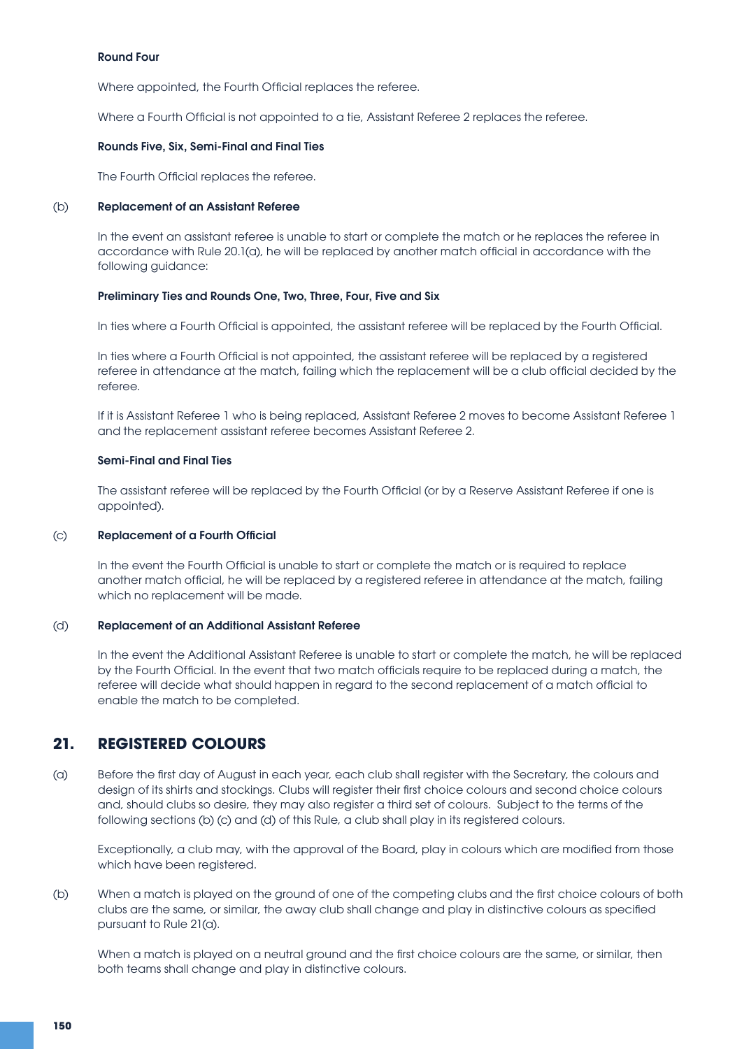**Round Four**

Where appointed, the Fourth Official replaces the referee.

Where a Fourth Official is not appointed to a tie, Assistant Referee 2 replaces the referee.

**Rounds Five, Six, Semi-Final and Final Ties**

The Fourth Official replaces the referee.

(b) **Replacement of an Assistant Referee**

In the event an assistant referee is unable to start or complete the match or he replaces the referee in accordance with Rule 20.1(a), he will be replaced by another match official in accordance with the following guidance:

**Preliminary Ties and Rounds One, Two, Three, Four, Five and Six**

In ties where a Fourth Official is appointed, the assistant referee will be replaced by the Fourth Official.

In ties where a Fourth Official is not appointed, the assistant referee will be replaced by a registered referee in attendance at the match, failing which the replacement will be a club official decided by the referee.

If it is Assistant Referee 1 who is being replaced, Assistant Referee 2 moves to become Assistant Referee 1 and the replacement assistant referee becomes Assistant Referee 2.

**Semi-Final and Final Ties**

The assistant referee will be replaced by the Fourth Official (or by a Reserve Assistant Referee if one is appointed).

(c) **Replacement of a Fourth Official**

In the event the Fourth Official is unable to start or complete the match or is required to replace another match official, he will be replaced by a registered referee in attendance at the match, failing which no replacement will be made.

(d) **Replacement of an Additional Assistant Referee**

In the event the Additional Assistant Referee is unable to start or complete the match, he will be replaced by the Fourth Official. In the event that two match officials require to be replaced during a match, the referee will decide what should happen in regard to the second replacement of a match official to enable the match to be completed.

## 21. REGISTERED COLOURS

(a) Before the first day of August in each year, each club shall register with the Secretary, the colours and design of its shirts and stockings. Clubs will register their first choice colours and second choice colours and, should clubs so desire, they may also register a third set of colours. Subject to the terms of the following sections (b) (c) and (d) of this Rule, a club shall play in its registered colours.

Exceptionally, a club may, with the approval of the Board, play in colours which are modified from those which have been registered.

(b) When a match is played on the ground of one of the competing clubs and the first choice colours of both clubs are the same, or similar, the away club shall change and play in distinctive colours as specified pursuant to Rule 21(a).

When a match is played on a neutral ground and the first choice colours are the same, or similar, then both teams shall change and play in distinctive colours.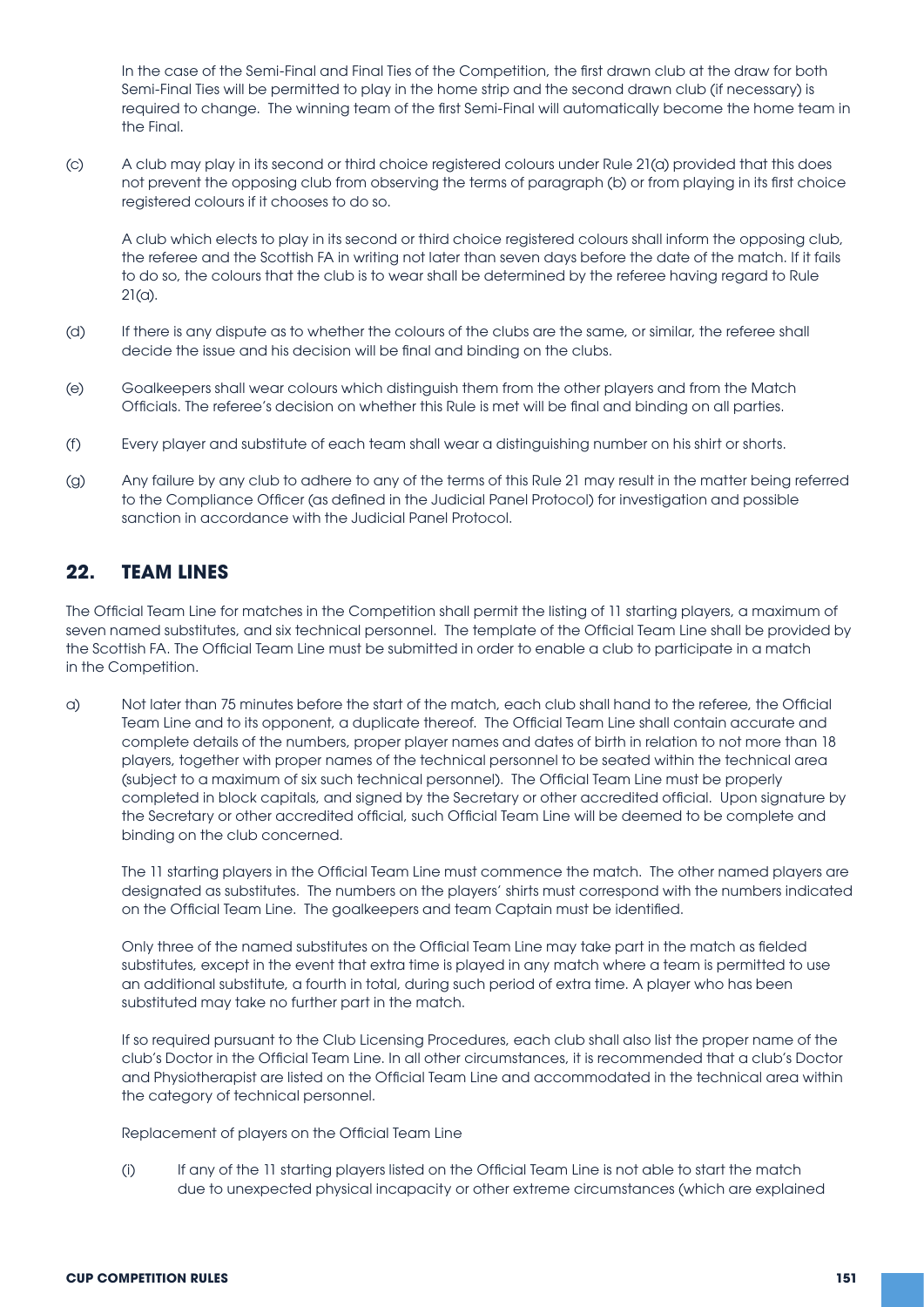In the case of the Semi-Final and Final Ties of the Competition, the first drawn club at the draw for both Semi-Final Ties will be permitted to play in the home strip and the second drawn club (if necessary) is required to change. The winning team of the first Semi-Final will automatically become the home team in the Final.

(c) A club may play in its second or third choice registered colours under Rule 21(a) provided that this does not prevent the opposing club from observing the terms of paragraph (b) or from playing in its first choice registered colours if it chooses to do so.

A club which elects to play in its second or third choice registered colours shall inform the opposing club, the referee and the Scottish FA in writing not later than seven days before the date of the match. If it fails to do so, the colours that the club is to wear shall be determined by the referee having regard to Rule 21(a).

(d) If there is any dispute as to whether the colours of the clubs are the same, or similar, the referee shall decide the issue and his decision will be final and binding on the clubs.

(e) Goalkeepers shall wear colours which distinguish them from the other players and from the Match Officials. The referee's decision on whether this Rule is met will be final and binding on all parties.

(f) Every player and substitute of each team shall wear a distinguishing number on his shirt or shorts.

(g) Any failure by any club to adhere to any of the terms of this Rule 21 may result in the matter being referred to the Compliance Officer (as defined in the Judicial Panel Protocol) for investigation and possible sanction in accordance with the Judicial Panel Protocol.

## 22. TEAM LINES

The Official Team Line for matches in the Competition shall permit the listing of 11 starting players, a maximum of seven named substitutes, and six technical personnel. The template of the Official Team Line shall be provided by the Scottish FA. The Official Team Line must be submitted in order to enable a club to participate in a match in the Competition.

a) Not later than 75 minutes before the start of the match, each club shall hand to the referee, the Official Team Line and to its opponent, a duplicate thereof. The Official Team Line shall contain accurate and complete details of the numbers, proper player names and dates of birth in relation to not more than 18 players, together with proper names of the technical personnel to be seated within the technical area (subject to a maximum of six such technical personnel). The Official Team Line must be properly completed in block capitals, and signed by the Secretary or other accredited official. Upon signature by the Secretary or other accredited official, such Official Team Line will be deemed to be complete and binding on the club concerned.

The 11 starting players in the Official Team Line must commence the match. The other named players are designated as substitutes. The numbers on the players' shirts must correspond with the numbers indicated on the Official Team Line. The goalkeepers and team Captain must be identified.

Only three of the named substitutes on the Official Team Line may take part in the match as fielded substitutes, except in the event that extra time is played in any match where a team is permitted to use an additional substitute, a fourth in total, during such period of extra time. A player who has been substituted may take no further part in the match.

If so required pursuant to the Club Licensing Procedures, each club shall also list the proper name of the club's Doctor in the Official Team Line. In all other circumstances, it is recommended that a club's Doctor and Physiotherapist are listed on the Official Team Line and accommodated in the technical area within the category of technical personnel.

Replacement of players on the Official Team Line

(i) If any of the 11 starting players listed on the Official Team Line is not able to start the match due to unexpected physical incapacity or other extreme circumstances (which are explained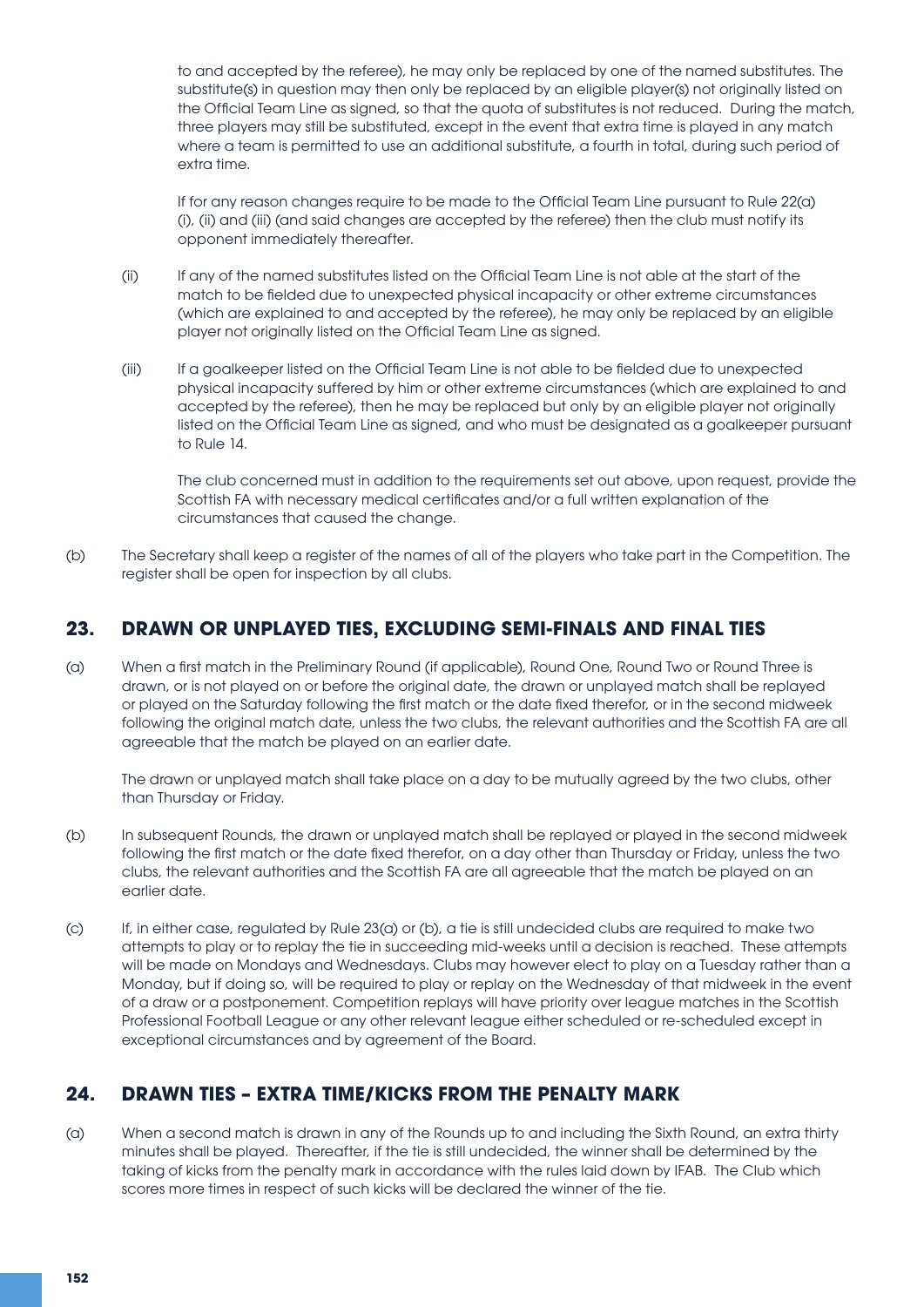to and accepted by the referee), he may only be replaced by one of the named substitutes. The substitute(s) in question may then only be replaced by an eligible player(s) not originally listed on the Official Team Line as signed, so that the quota of substitutes is not reduced. During the match, three players may still be substituted, except in the event that extra time is played in any match where a team is permitted to use an additional substitute, a fourth in total, during such period of extra time.

If for any reason changes require to be made to the Official Team Line pursuant to Rule 22(a) (i), (ii) and (iii) (and said changes are accepted by the referee) then the club must notify its opponent immediately thereafter.

(ii) If any of the named substitutes listed on the Official Team Line is not able at the start of the match to be fielded due to unexpected physical incapacity or other extreme circumstances (which are explained to and accepted by the referee), he may only be replaced by an eligible player not originally listed on the Official Team Line as signed.

(iii) If a goalkeeper listed on the Official Team Line is not able to be fielded due to unexpected physical incapacity suffered by him or other extreme circumstances (which are explained to and accepted by the referee), then he may be replaced but only by an eligible player not originally listed on the Official Team Line as signed, and who must be designated as a goalkeeper pursuant to Rule 14.

The club concerned must in addition to the requirements set out above, upon request, provide the Scottish FA with necessary medical certificates and/or a full written explanation of the circumstances that caused the change.

(b) The Secretary shall keep a register of the names of all of the players who take part in the Competition. The register shall be open for inspection by all clubs.

## 23. DRAWN OR UNPLAYED TIES, EXCLUDING SEMI-FINALS AND FINAL TIES

(a) When a first match in the Preliminary Round (if applicable), Round One, Round Two or Round Three is drawn, or is not played on or before the original date, the drawn or unplayed match shall be replayed or played on the Saturday following the first match or the date fixed therefor, or in the second midweek following the original match date, unless the two clubs, the relevant authorities and the Scottish FA are all agreeable that the match be played on an earlier date.

The drawn or unplayed match shall take place on a day to be mutually agreed by the two clubs, other than Thursday or Friday.

(b) In subsequent Rounds, the drawn or unplayed match shall be replayed or played in the second midweek following the first match or the date fixed therefor, on a day other than Thursday or Friday, unless the two clubs, the relevant authorities and the Scottish FA are all agreeable that the match be played on an earlier date.

(c) If, in either case, regulated by Rule 23(a) or (b), a tie is still undecided clubs are required to make two attempts to play or to replay the tie in succeeding mid-weeks until a decision is reached. These attempts will be made on Mondays and Wednesdays. Clubs may however elect to play on a Tuesday rather than a Monday, but if doing so, will be required to play or replay on the Wednesday of that midweek in the event of a draw or a postponement. Competition replays will have priority over league matches in the Scottish Professional Football League or any other relevant league either scheduled or re-scheduled except in exceptional circumstances and by agreement of the Board.

## 24. DRAWN TIES – EXTRA TIME/KICKS FROM THE PENALTY MARK

(a) When a second match is drawn in any of the Rounds up to and including the Sixth Round, an extra thirty minutes shall be played. Thereafter, if the tie is still undecided, the winner shall be determined by the taking of kicks from the penalty mark in accordance with the rules laid down by IFAB. The Club which scores more times in respect of such kicks will be declared the winner of the tie.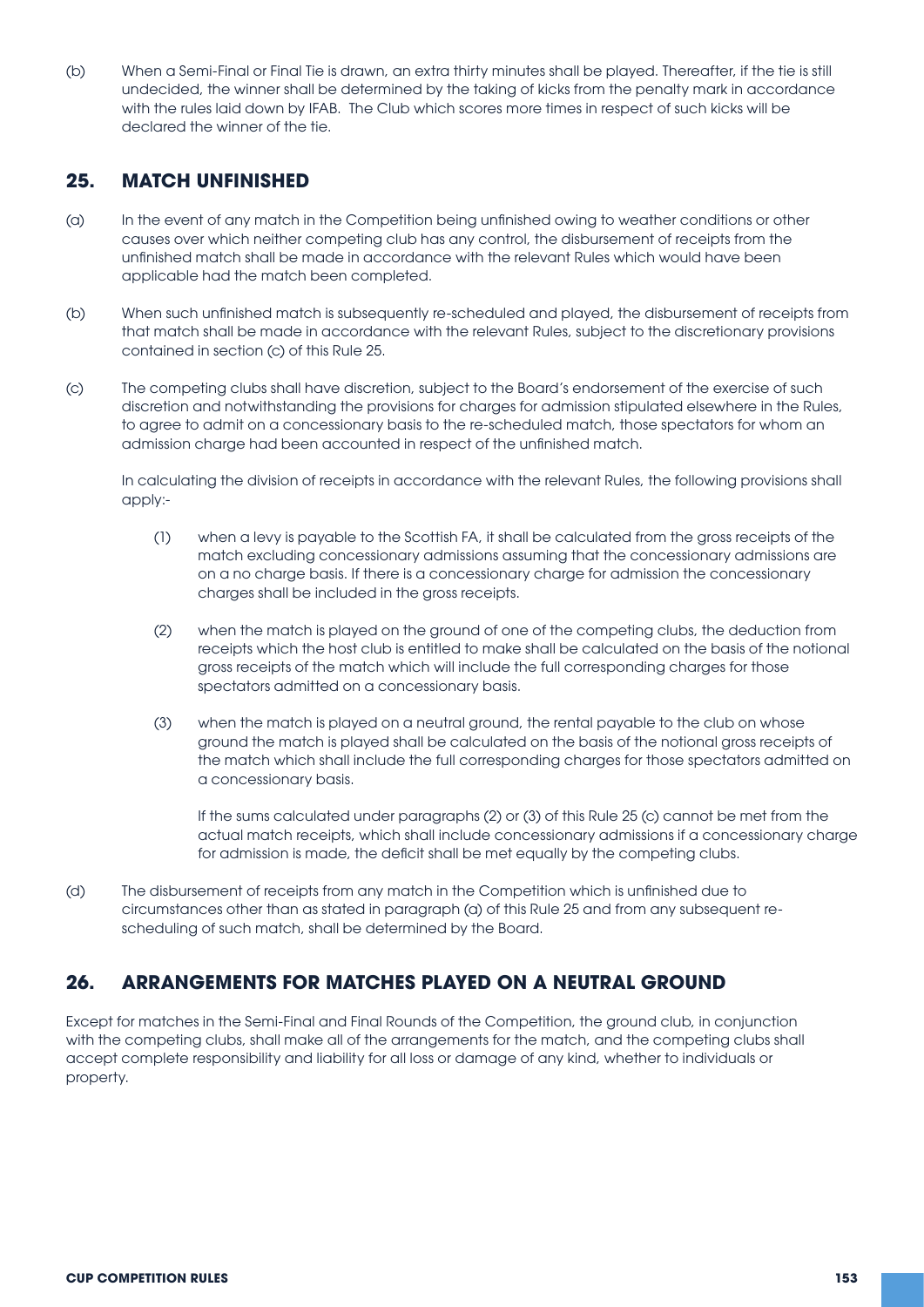(b) When a Semi-Final or Final Tie is drawn, an extra thirty minutes shall be played. Thereafter, if the tie is still undecided, the winner shall be determined by the taking of kicks from the penalty mark in accordance with the rules laid down by IFAB. The Club which scores more times in respect of such kicks will be declared the winner of the tie.

## 25. MATCH UNFINISHED

(a) In the event of any match in the Competition being unfinished owing to weather conditions or other causes over which neither competing club has any control, the disbursement of receipts from the unfinished match shall be made in accordance with the relevant Rules which would have been applicable had the match been completed.

(b) When such unfinished match is subsequently re-scheduled and played, the disbursement of receipts from that match shall be made in accordance with the relevant Rules, subject to the discretionary provisions contained in section (c) of this Rule 25.

(c) The competing clubs shall have discretion, subject to the Board's endorsement of the exercise of such discretion and notwithstanding the provisions for charges for admission stipulated elsewhere in the Rules, to agree to admit on a concessionary basis to the re-scheduled match, those spectators for whom an admission charge had been accounted in respect of the unfinished match.

In calculating the division of receipts in accordance with the relevant Rules, the following provisions shall apply:-

(1) when a levy is payable to the Scottish FA, it shall be calculated from the gross receipts of the match excluding concessionary admissions assuming that the concessionary admissions are on a no charge basis. If there is a concessionary charge for admission the concessionary charges shall be included in the gross receipts.

(2) when the match is played on the ground of one of the competing clubs, the deduction from receipts which the host club is entitled to make shall be calculated on the basis of the notional gross receipts of the match which will include the full corresponding charges for those spectators admitted on a concessionary basis.

(3) when the match is played on a neutral ground, the rental payable to the club on whose ground the match is played shall be calculated on the basis of the notional gross receipts of the match which shall include the full corresponding charges for those spectators admitted on a concessionary basis.

If the sums calculated under paragraphs (2) or (3) of this Rule 25 (c) cannot be met from the actual match receipts, which shall include concessionary admissions if a concessionary charge for admission is made, the deficit shall be met equally by the competing clubs.

(d) The disbursement of receipts from any match in the Competition which is unfinished due to circumstances other than as stated in paragraph (a) of this Rule 25 and from any subsequent re-scheduling of such match, shall be determined by the Board.

## 26. ARRANGEMENTS FOR MATCHES PLAYED ON A NEUTRAL GROUND

Except for matches in the Semi-Final and Final Rounds of the Competition, the ground club, in conjunction with the competing clubs, shall make all of the arrangements for the match, and the competing clubs shall accept complete responsibility and liability for all loss or damage of any kind, whether to individuals or property.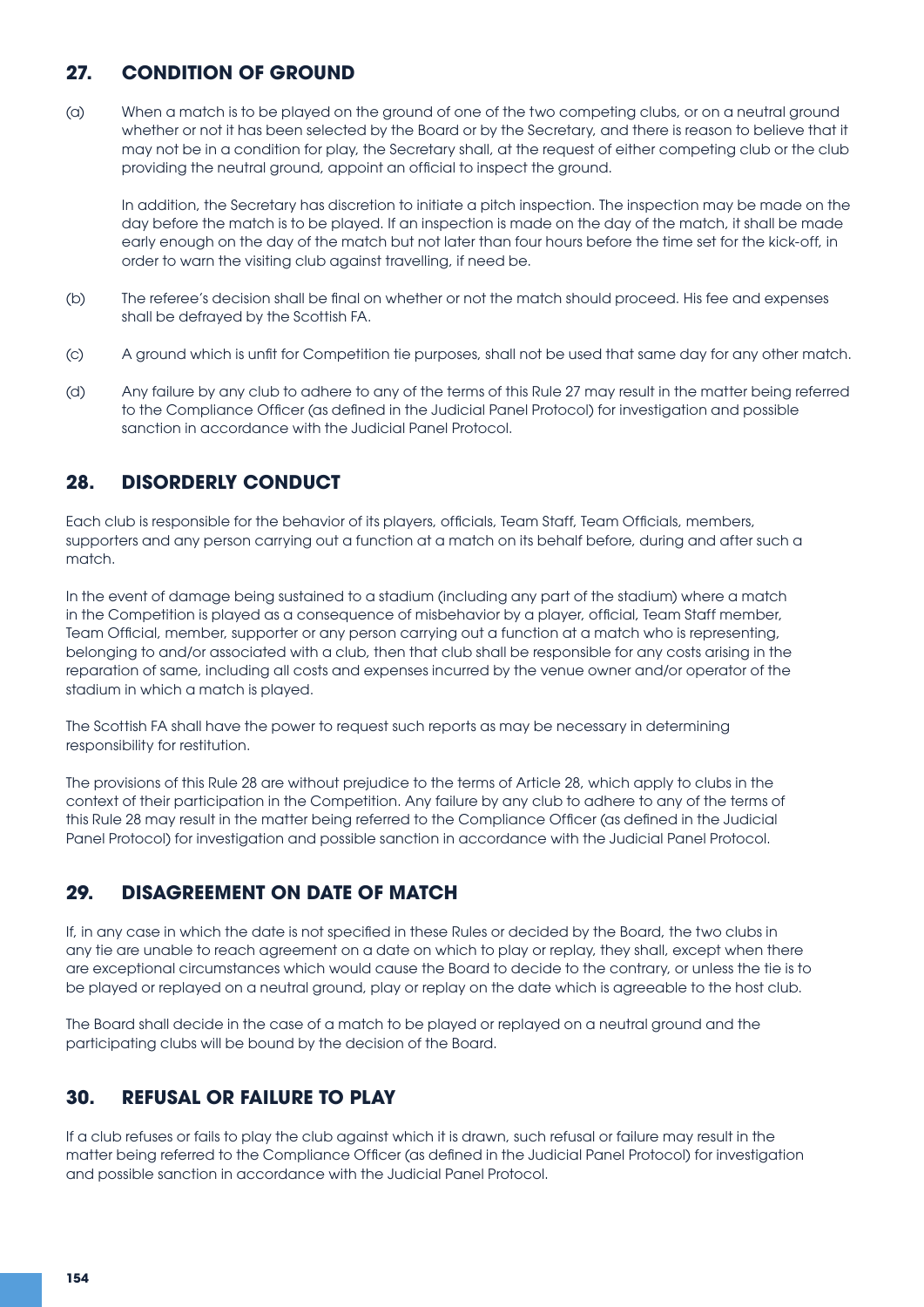## 27. CONDITION OF GROUND

(a) When a match is to be played on the ground of one of the two competing clubs, or on a neutral ground whether or not it has been selected by the Board or by the Secretary, and there is reason to believe that it may not be in a condition for play, the Secretary shall, at the request of either competing club or the club providing the neutral ground, appoint an official to inspect the ground.

In addition, the Secretary has discretion to initiate a pitch inspection. The inspection may be made on the day before the match is to be played. If an inspection is made on the day of the match, it shall be made early enough on the day of the match but not later than four hours before the time set for the kick-off, in order to warn the visiting club against travelling, if need be.

(b) The referee's decision shall be final on whether or not the match should proceed. His fee and expenses shall be defrayed by the Scottish FA.

(c) A ground which is unfit for Competition tie purposes, shall not be used that same day for any other match.

(d) Any failure by any club to adhere to any of the terms of this Rule 27 may result in the matter being referred to the Compliance Officer (as defined in the Judicial Panel Protocol) for investigation and possible sanction in accordance with the Judicial Panel Protocol.

## 28. DISORDERLY CONDUCT

Each club is responsible for the behavior of its players, officials, Team Staff, Team Officials, members, supporters and any person carrying out a function at a match on its behalf before, during and after such a match.

In the event of damage being sustained to a stadium (including any part of the stadium) where a match in the Competition is played as a consequence of misbehavior by a player, official, Team Staff member, Team Official, member, supporter or any person carrying out a function at a match who is representing, belonging to and/or associated with a club, then that club shall be responsible for any costs arising in the reparation of same, including all costs and expenses incurred by the venue owner and/or operator of the stadium in which a match is played.

The Scottish FA shall have the power to request such reports as may be necessary in determining responsibility for restitution.

The provisions of this Rule 28 are without prejudice to the terms of Article 28, which apply to clubs in the context of their participation in the Competition. Any failure by any club to adhere to any of the terms of this Rule 28 may result in the matter being referred to the Compliance Officer (as defined in the Judicial Panel Protocol) for investigation and possible sanction in accordance with the Judicial Panel Protocol.

## 29. DISAGREEMENT ON DATE OF MATCH

If, in any case in which the date is not specified in these Rules or decided by the Board, the two clubs in any tie are unable to reach agreement on a date on which to play or replay, they shall, except when there are exceptional circumstances which would cause the Board to decide to the contrary, or unless the tie is to be played or replayed on a neutral ground, play or replay on the date which is agreeable to the host club.

The Board shall decide in the case of a match to be played or replayed on a neutral ground and the participating clubs will be bound by the decision of the Board.

## 30. REFUSAL OR FAILURE TO PLAY

If a club refuses or fails to play the club against which it is drawn, such refusal or failure may result in the matter being referred to the Compliance Officer (as defined in the Judicial Panel Protocol) for investigation and possible sanction in accordance with the Judicial Panel Protocol.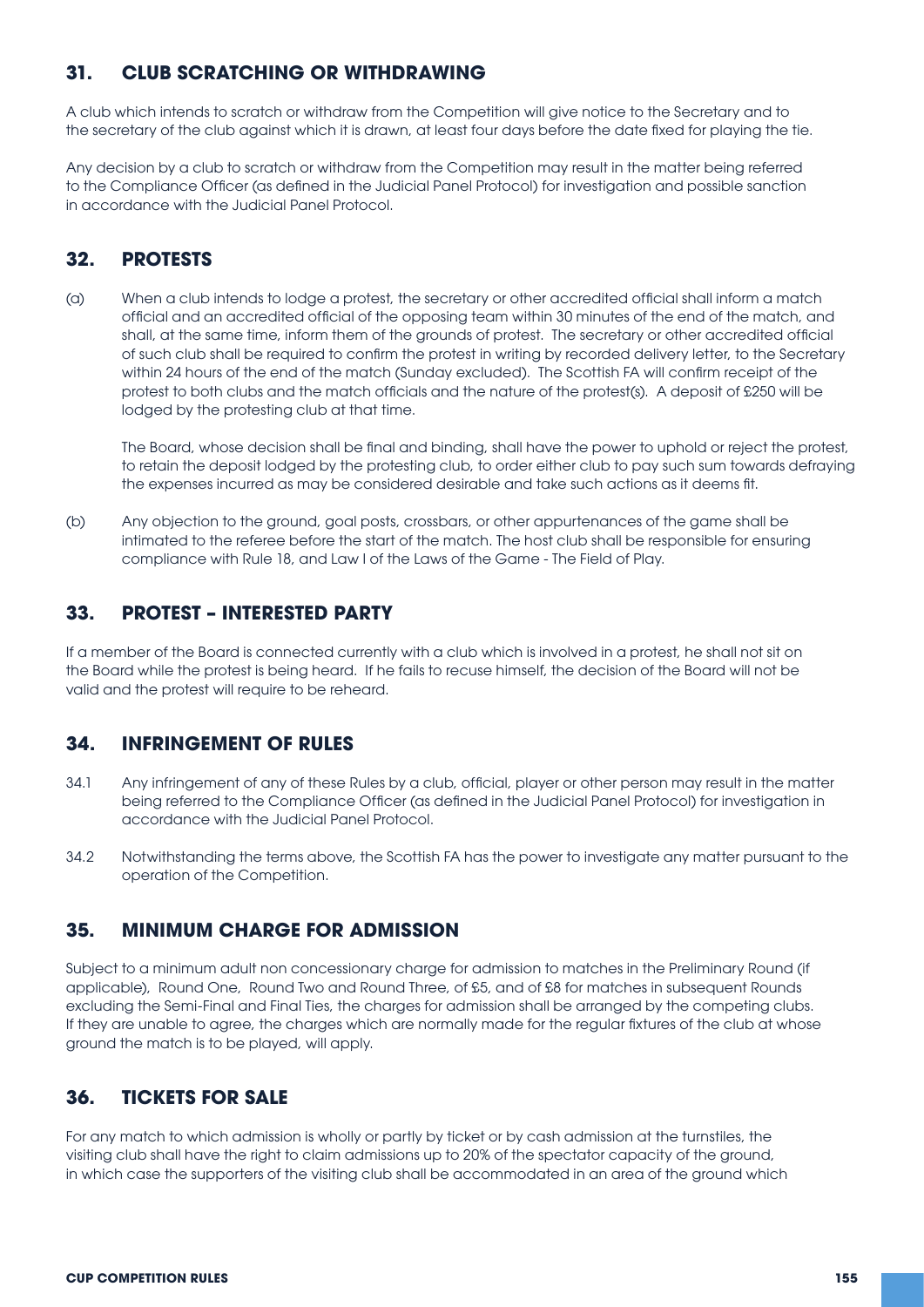## 31. CLUB SCRATCHING OR WITHDRAWING

A club which intends to scratch or withdraw from the Competition will give notice to the Secretary and to the secretary of the club against which it is drawn, at least four days before the date fixed for playing the tie.

Any decision by a club to scratch or withdraw from the Competition may result in the matter being referred to the Compliance Officer (as defined in the Judicial Panel Protocol) for investigation and possible sanction in accordance with the Judicial Panel Protocol.

## 32. PROTESTS

(a) When a club intends to lodge a protest, the secretary or other accredited official shall inform a match official and an accredited official of the opposing team within 30 minutes of the end of the match, and shall, at the same time, inform them of the grounds of protest. The secretary or other accredited official of such club shall be required to confirm the protest in writing by recorded delivery letter, to the Secretary within 24 hours of the end of the match (Sunday excluded). The Scottish FA will confirm receipt of the protest to both clubs and the match officials and the nature of the protest(s). A deposit of £250 will be lodged by the protesting club at that time.

The Board, whose decision shall be final and binding, shall have the power to uphold or reject the protest, to retain the deposit lodged by the protesting club, to order either club to pay such sum towards defraying the expenses incurred as may be considered desirable and take such actions as it deems fit.

(b) Any objection to the ground, goal posts, crossbars, or other appurtenances of the game shall be intimated to the referee before the start of the match. The host club shall be responsible for ensuring compliance with Rule 18, and Law I of the Laws of the Game - The Field of Play.

## 33. PROTEST – INTERESTED PARTY

If a member of the Board is connected currently with a club which is involved in a protest, he shall not sit on the Board while the protest is being heard. If he fails to recuse himself, the decision of the Board will not be valid and the protest will require to be reheard.

## 34. INFRINGEMENT OF RULES

34.1 Any infringement of any of these Rules by a club, official, player or other person may result in the matter being referred to the Compliance Officer (as defined in the Judicial Panel Protocol) for investigation in accordance with the Judicial Panel Protocol.

34.2 Notwithstanding the terms above, the Scottish FA has the power to investigate any matter pursuant to the operation of the Competition.

## 35. MINIMUM CHARGE FOR ADMISSION

Subject to a minimum adult non concessionary charge for admission to matches in the Preliminary Round (if applicable), Round One, Round Two and Round Three, of £5, and of £8 for matches in subsequent Rounds excluding the Semi-Final and Final Ties, the charges for admission shall be arranged by the competing clubs. If they are unable to agree, the charges which are normally made for the regular fixtures of the club at whose ground the match is to be played, will apply.

## 36. TICKETS FOR SALE

For any match to which admission is wholly or partly by ticket or by cash admission at the turnstiles, the visiting club shall have the right to claim admissions up to 20% of the spectator capacity of the ground, in which case the supporters of the visiting club shall be accommodated in an area of the ground which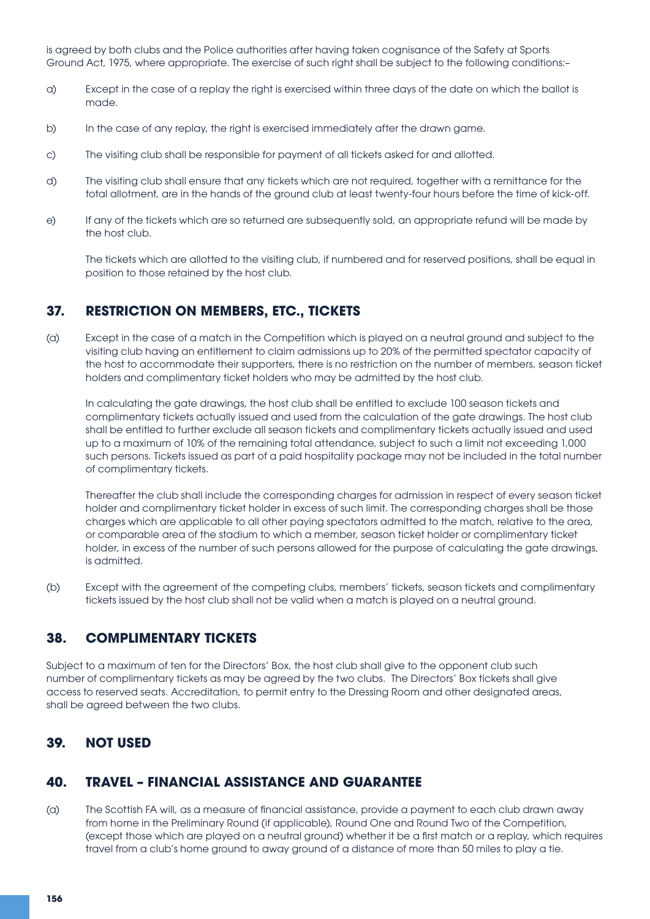is agreed by both clubs and the Police authorities after having taken cognisance of the Safety at Sports Ground Act, 1975, where appropriate. The exercise of such right shall be subject to the following conditions:–

a) Except in the case of a replay the right is exercised within three days of the date on which the ballot is made.

b) In the case of any replay, the right is exercised immediately after the drawn game.

c) The visiting club shall be responsible for payment of all tickets asked for and allotted.

d) The visiting club shall ensure that any tickets which are not required, together with a remittance for the total allotment, are in the hands of the ground club at least twenty-four hours before the time of kick-off.

e) If any of the tickets which are so returned are subsequently sold, an appropriate refund will be made by the host club.

The tickets which are allotted to the visiting club, if numbered and for reserved positions, shall be equal in position to those retained by the host club.

## 37. RESTRICTION ON MEMBERS, ETC., TICKETS

(a) Except in the case of a match in the Competition which is played on a neutral ground and subject to the visiting club having an entitlement to claim admissions up to 20% of the permitted spectator capacity of the host to accommodate their supporters, there is no restriction on the number of members, season ticket holders and complimentary ticket holders who may be admitted by the host club.

In calculating the gate drawings, the host club shall be entitled to exclude 100 season tickets and complimentary tickets actually issued and used from the calculation of the gate drawings. The host club shall be entitled to further exclude all season tickets and complimentary tickets actually issued and used up to a maximum of 10% of the remaining total attendance, subject to such a limit not exceeding 1,000 such persons. Tickets issued as part of a paid hospitality package may not be included in the total number of complimentary tickets.

Thereafter the club shall include the corresponding charges for admission in respect of every season ticket holder and complimentary ticket holder in excess of such limit. The corresponding charges shall be those charges which are applicable to all other paying spectators admitted to the match, relative to the area, or comparable area of the stadium to which a member, season ticket holder or complimentary ticket holder, in excess of the number of such persons allowed for the purpose of calculating the gate drawings, is admitted.

(b) Except with the agreement of the competing clubs, members' tickets, season tickets and complimentary tickets issued by the host club shall not be valid when a match is played on a neutral ground.

## 38. COMPLIMENTARY TICKETS

Subject to a maximum of ten for the Directors' Box, the host club shall give to the opponent club such number of complimentary tickets as may be agreed by the two clubs. The Directors' Box tickets shall give access to reserved seats. Accreditation, to permit entry to the Dressing Room and other designated areas, shall be agreed between the two clubs.

## 39. NOT USED

## 40. TRAVEL – FINANCIAL ASSISTANCE AND GUARANTEE

(a) The Scottish FA will, as a measure of financial assistance, provide a payment to each club drawn away from home in the Preliminary Round (if applicable), Round One and Round Two of the Competition, (except those which are played on a neutral ground) whether it be a first match or a replay, which requires travel from a club's home ground to away ground of a distance of more than 50 miles to play a tie.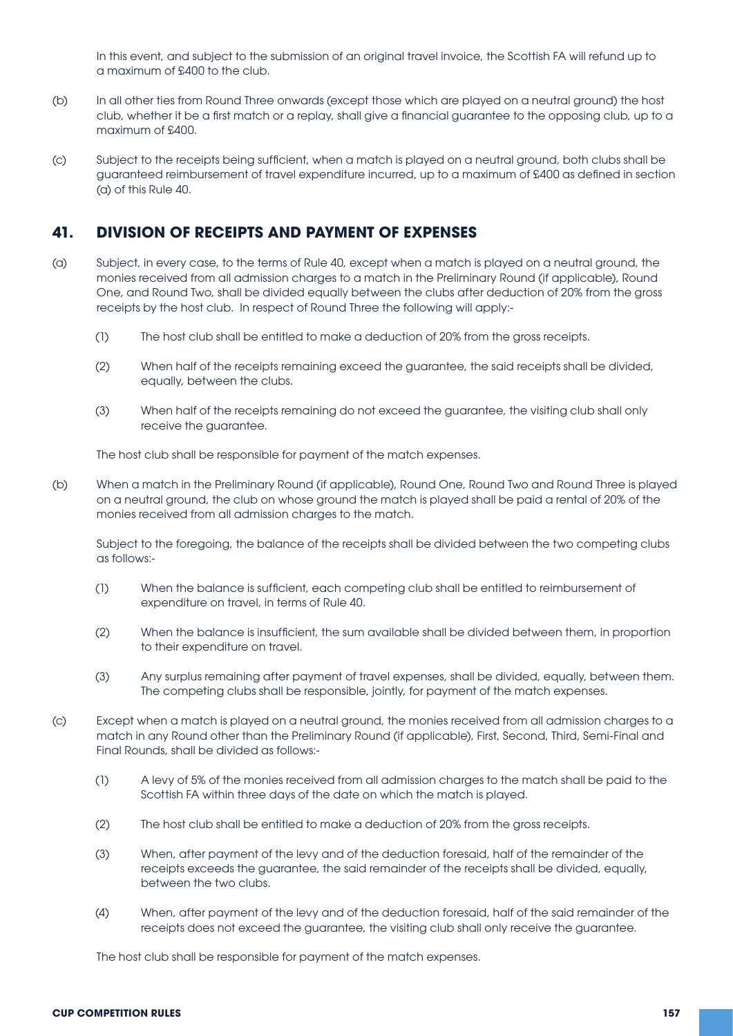In this event, and subject to the submission of an original travel invoice, the Scottish FA will refund up to a maximum of £400 to the club.

(b) In all other ties from Round Three onwards (except those which are played on a neutral ground) the host club, whether it be a first match or a replay, shall give a financial guarantee to the opposing club, up to a maximum of £400.

(c) Subject to the receipts being sufficient, when a match is played on a neutral ground, both clubs shall be guaranteed reimbursement of travel expenditure incurred, up to a maximum of £400 as defined in section (a) of this Rule 40.

## 41. DIVISION OF RECEIPTS AND PAYMENT OF EXPENSES

(a) Subject, in every case, to the terms of Rule 40, except when a match is played on a neutral ground, the monies received from all admission charges to a match in the Preliminary Round (if applicable), Round One, and Round Two, shall be divided equally between the clubs after deduction of 20% from the gross receipts by the host club. In respect of Round Three the following will apply:-

(1) The host club shall be entitled to make a deduction of 20% from the gross receipts.

(2) When half of the receipts remaining exceed the guarantee, the said receipts shall be divided, equally, between the clubs.

(3) When half of the receipts remaining do not exceed the guarantee, the visiting club shall only receive the guarantee.

The host club shall be responsible for payment of the match expenses.

(b) When a match in the Preliminary Round (if applicable), Round One, Round Two and Round Three is played on a neutral ground, the club on whose ground the match is played shall be paid a rental of 20% of the monies received from all admission charges to the match.

Subject to the foregoing, the balance of the receipts shall be divided between the two competing clubs as follows:-

(1) When the balance is sufficient, each competing club shall be entitled to reimbursement of expenditure on travel, in terms of Rule 40.

(2) When the balance is insufficient, the sum available shall be divided between them, in proportion to their expenditure on travel.

(3) Any surplus remaining after payment of travel expenses, shall be divided, equally, between them. The competing clubs shall be responsible, jointly, for payment of the match expenses.

(c) Except when a match is played on a neutral ground, the monies received from all admission charges to a match in any Round other than the Preliminary Round (if applicable), First, Second, Third, Semi-Final and Final Rounds, shall be divided as follows:-

(1) A levy of 5% of the monies received from all admission charges to the match shall be paid to the Scottish FA within three days of the date on which the match is played.

(2) The host club shall be entitled to make a deduction of 20% from the gross receipts.

(3) When, after payment of the levy and of the deduction foresaid, half of the remainder of the receipts exceeds the guarantee, the said remainder of the receipts shall be divided, equally, between the two clubs.

(4) When, after payment of the levy and of the deduction foresaid, half of the said remainder of the receipts does not exceed the guarantee, the visiting club shall only receive the guarantee.

The host club shall be responsible for payment of the match expenses.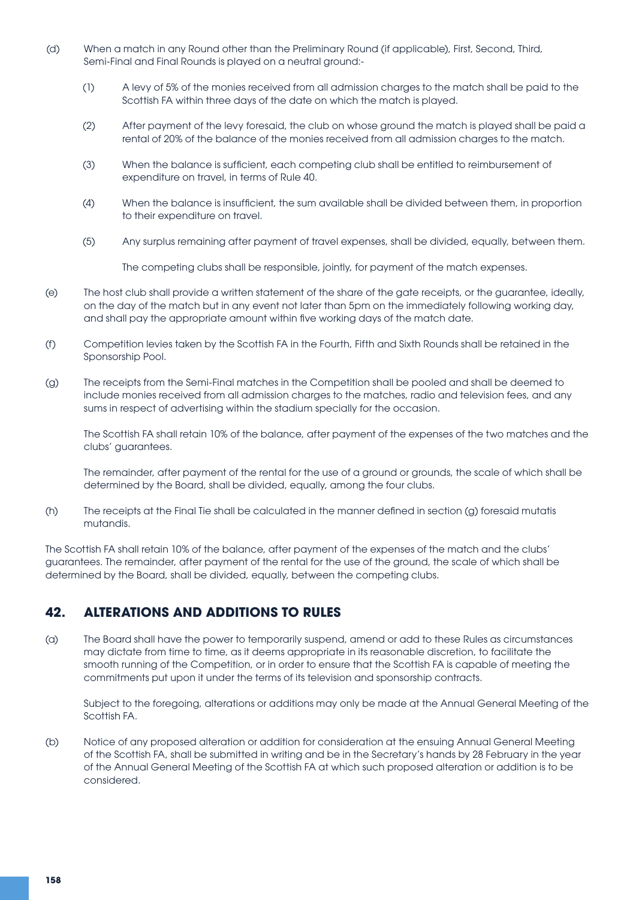(d) When a match in any Round other than the Preliminary Round (if applicable), First, Second, Third, Semi-Final and Final Rounds is played on a neutral ground:-

(1) A levy of 5% of the monies received from all admission charges to the match shall be paid to the Scottish FA within three days of the date on which the match is played.

(2) After payment of the levy foresaid, the club on whose ground the match is played shall be paid a rental of 20% of the balance of the monies received from all admission charges to the match.

(3) When the balance is sufficient, each competing club shall be entitled to reimbursement of expenditure on travel, in terms of Rule 40.

(4) When the balance is insufficient, the sum available shall be divided between them, in proportion to their expenditure on travel.

(5) Any surplus remaining after payment of travel expenses, shall be divided, equally, between them.

The competing clubs shall be responsible, jointly, for payment of the match expenses.

(e) The host club shall provide a written statement of the share of the gate receipts, or the guarantee, ideally, on the day of the match but in any event not later than 5pm on the immediately following working day, and shall pay the appropriate amount within five working days of the match date.

(f) Competition levies taken by the Scottish FA in the Fourth, Fifth and Sixth Rounds shall be retained in the Sponsorship Pool.

(g) The receipts from the Semi-Final matches in the Competition shall be pooled and shall be deemed to include monies received from all admission charges to the matches, radio and television fees, and any sums in respect of advertising within the stadium specially for the occasion.

The Scottish FA shall retain 10% of the balance, after payment of the expenses of the two matches and the clubs' guarantees.

The remainder, after payment of the rental for the use of a ground or grounds, the scale of which shall be determined by the Board, shall be divided, equally, among the four clubs.

(h) The receipts at the Final Tie shall be calculated in the manner defined in section (g) foresaid mutatis mutandis.

The Scottish FA shall retain 10% of the balance, after payment of the expenses of the match and the clubs' guarantees. The remainder, after payment of the rental for the use of the ground, the scale of which shall be determined by the Board, shall be divided, equally, between the competing clubs.

## 42. ALTERATIONS AND ADDITIONS TO RULES

(a) The Board shall have the power to temporarily suspend, amend or add to these Rules as circumstances may dictate from time to time, as it deems appropriate in its reasonable discretion, to facilitate the smooth running of the Competition, or in order to ensure that the Scottish FA is capable of meeting the commitments put upon it under the terms of its television and sponsorship contracts.

Subject to the foregoing, alterations or additions may only be made at the Annual General Meeting of the Scottish FA.

(b) Notice of any proposed alteration or addition for consideration at the ensuing Annual General Meeting of the Scottish FA, shall be submitted in writing and be in the Secretary's hands by 28 February in the year of the Annual General Meeting of the Scottish FA at which such proposed alteration or addition is to be considered.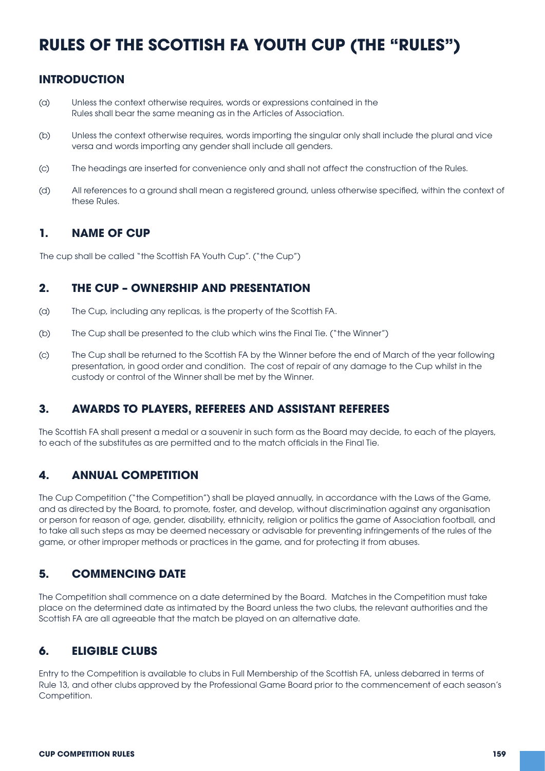# RULES OF THE SCOTTISH FA YOUTH CUP (THE "RULES")

## INTRODUCTION

(a) Unless the context otherwise requires, words or expressions contained in the Rules shall bear the same meaning as in the Articles of Association.

(b) Unless the context otherwise requires, words importing the singular only shall include the plural and vice versa and words importing any gender shall include all genders.

(c) The headings are inserted for convenience only and shall not affect the construction of the Rules.

(d) All references to a ground shall mean a registered ground, unless otherwise specified, within the context of these Rules.

## 1. NAME OF CUP

The cup shall be called "the Scottish FA Youth Cup". ("the Cup")

## 2. THE CUP – OWNERSHIP AND PRESENTATION

(a) The Cup, including any replicas, is the property of the Scottish FA.

(b) The Cup shall be presented to the club which wins the Final Tie. ("the Winner")

(c) The Cup shall be returned to the Scottish FA by the Winner before the end of March of the year following presentation, in good order and condition. The cost of repair of any damage to the Cup whilst in the custody or control of the Winner shall be met by the Winner.

## 3. AWARDS TO PLAYERS, REFEREES AND ASSISTANT REFEREES

The Scottish FA shall present a medal or a souvenir in such form as the Board may decide, to each of the players, to each of the substitutes as are permitted and to the match officials in the Final Tie.

## 4. ANNUAL COMPETITION

The Cup Competition ("the Competition") shall be played annually, in accordance with the Laws of the Game, and as directed by the Board, to promote, foster, and develop, without discrimination against any organisation or person for reason of age, gender, disability, ethnicity, religion or politics the game of Association football, and to take all such steps as may be deemed necessary or advisable for preventing infringements of the rules of the game, or other improper methods or practices in the game, and for protecting it from abuses.

## 5. COMMENCING DATE

The Competition shall commence on a date determined by the Board. Matches in the Competition must take place on the determined date as intimated by the Board unless the two clubs, the relevant authorities and the Scottish FA are all agreeable that the match be played on an alternative date.

## 6. ELIGIBLE CLUBS

Entry to the Competition is available to clubs in Full Membership of the Scottish FA, unless debarred in terms of Rule 13, and other clubs approved by the Professional Game Board prior to the commencement of each season's Competition.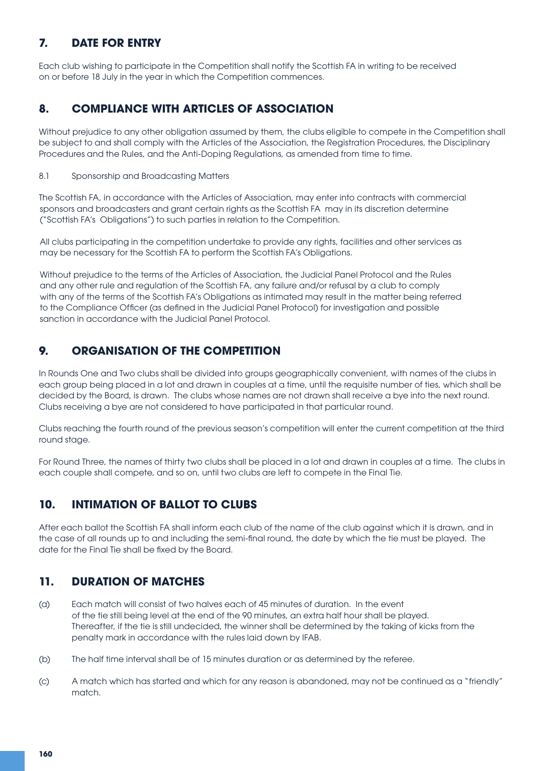## 7. DATE FOR ENTRY

Each club wishing to participate in the Competition shall notify the Scottish FA in writing to be received on or before 18 July in the year in which the Competition commences.

## 8. COMPLIANCE WITH ARTICLES OF ASSOCIATION

Without prejudice to any other obligation assumed by them, the clubs eligible to compete in the Competition shall be subject to and shall comply with the Articles of the Association, the Registration Procedures, the Disciplinary Procedures and the Rules, and the Anti-Doping Regulations, as amended from time to time.

8.1 Sponsorship and Broadcasting Matters

The Scottish FA, in accordance with the Articles of Association, may enter into contracts with commercial sponsors and broadcasters and grant certain rights as the Scottish FA may in its discretion determine ("Scottish FA's Obligations") to such parties in relation to the Competition.

All clubs participating in the competition undertake to provide any rights, facilities and other services as may be necessary for the Scottish FA to perform the Scottish FA's Obligations.

Without prejudice to the terms of the Articles of Association, the Judicial Panel Protocol and the Rules and any other rule and regulation of the Scottish FA, any failure and/or refusal by a club to comply with any of the terms of the Scottish FA's Obligations as intimated may result in the matter being referred to the Compliance Officer (as defined in the Judicial Panel Protocol) for investigation and possible sanction in accordance with the Judicial Panel Protocol.

## 9. ORGANISATION OF THE COMPETITION

In Rounds One and Two clubs shall be divided into groups geographically convenient, with names of the clubs in each group being placed in a lot and drawn in couples at a time, until the requisite number of ties, which shall be decided by the Board, is drawn. The clubs whose names are not drawn shall receive a bye into the next round. Clubs receiving a bye are not considered to have participated in that particular round.

Clubs reaching the fourth round of the previous season's competition will enter the current competition at the third round stage.

For Round Three, the names of thirty two clubs shall be placed in a lot and drawn in couples at a time. The clubs in each couple shall compete, and so on, until two clubs are left to compete in the Final Tie.

## 10. INTIMATION OF BALLOT TO CLUBS

After each ballot the Scottish FA shall inform each club of the name of the club against which it is drawn, and in the case of all rounds up to and including the semi-final round, the date by which the tie must be played. The date for the Final Tie shall be fixed by the Board.

## 11. DURATION OF MATCHES

(a) Each match will consist of two halves each of 45 minutes of duration. In the event of the tie still being level at the end of the 90 minutes, an extra half hour shall be played. Thereafter, if the tie is still undecided, the winner shall be determined by the taking of kicks from the penalty mark in accordance with the rules laid down by IFAB.

(b) The half time interval shall be of 15 minutes duration or as determined by the referee.

(c) A match which has started and which for any reason is abandoned, may not be continued as a "friendly" match.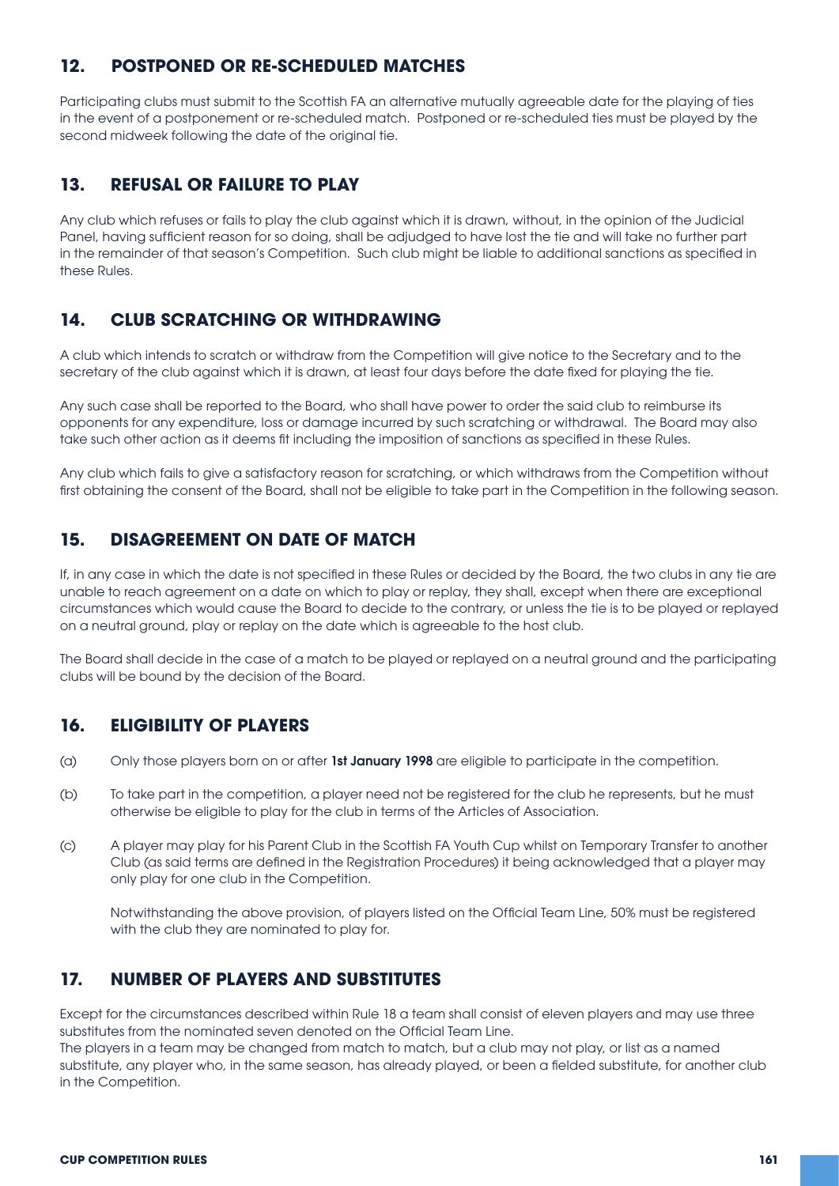## 12. POSTPONED OR RE-SCHEDULED MATCHES

Participating clubs must submit to the Scottish FA an alternative mutually agreeable date for the playing of ties in the event of a postponement or re-scheduled match. Postponed or re-scheduled ties must be played by the second midweek following the date of the original tie.

## 13. REFUSAL OR FAILURE TO PLAY

Any club which refuses or fails to play the club against which it is drawn, without, in the opinion of the Judicial Panel, having sufficient reason for so doing, shall be adjudged to have lost the tie and will take no further part in the remainder of that season's Competition. Such club might be liable to additional sanctions as specified in these Rules.

## 14. CLUB SCRATCHING OR WITHDRAWING

A club which intends to scratch or withdraw from the Competition will give notice to the Secretary and to the secretary of the club against which it is drawn, at least four days before the date fixed for playing the tie.

Any such case shall be reported to the Board, who shall have power to order the said club to reimburse its opponents for any expenditure, loss or damage incurred by such scratching or withdrawal. The Board may also take such other action as it deems fit including the imposition of sanctions as specified in these Rules.

Any club which fails to give a satisfactory reason for scratching, or which withdraws from the Competition without first obtaining the consent of the Board, shall not be eligible to take part in the Competition in the following season.

## 15. DISAGREEMENT ON DATE OF MATCH

If, in any case in which the date is not specified in these Rules or decided by the Board, the two clubs in any tie are unable to reach agreement on a date on which to play or replay, they shall, except when there are exceptional circumstances which would cause the Board to decide to the contrary, or unless the tie is to be played or replayed on a neutral ground, play or replay on the date which is agreeable to the host club.

The Board shall decide in the case of a match to be played or replayed on a neutral ground and the participating clubs will be bound by the decision of the Board.

## 16. ELIGIBILITY OF PLAYERS

(a) Only those players born on or after **1st January 1998** are eligible to participate in the competition.

(b) To take part in the competition, a player need not be registered for the club he represents, but he must otherwise be eligible to play for the club in terms of the Articles of Association.

(c) A player may play for his Parent Club in the Scottish FA Youth Cup whilst on Temporary Transfer to another Club (as said terms are defined in the Registration Procedures) it being acknowledged that a player may only play for one club in the Competition.

Notwithstanding the above provision, of players listed on the Official Team Line, 50% must be registered with the club they are nominated to play for.

## 17. NUMBER OF PLAYERS AND SUBSTITUTES

Except for the circumstances described within Rule 18 a team shall consist of eleven players and may use three substitutes from the nominated seven denoted on the Official Team Line.
The players in a team may be changed from match to match, but a club may not play, or list as a named substitute, any player who, in the same season, has already played, or been a fielded substitute, for another club in the Competition.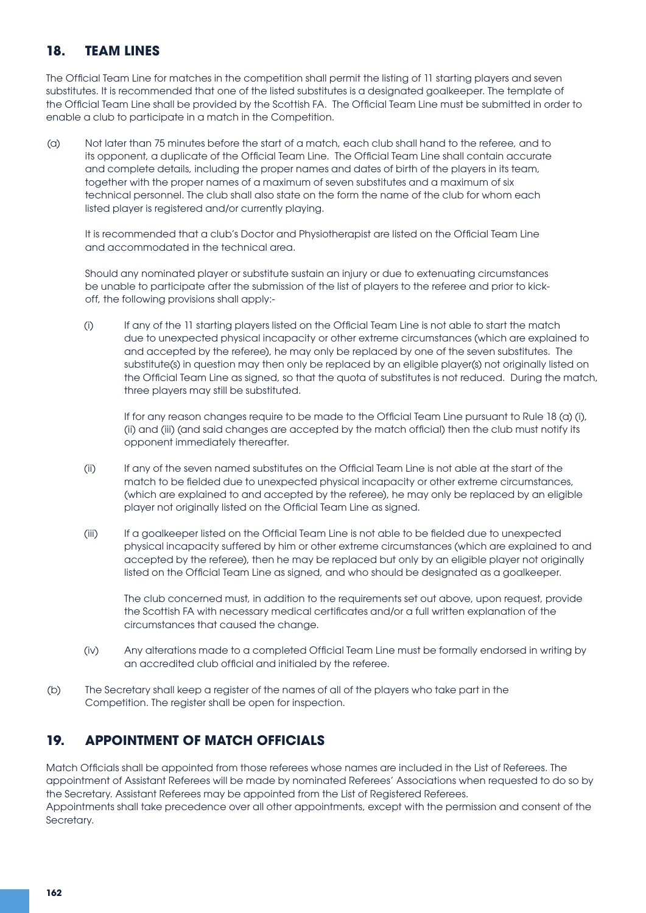## 18. TEAM LINES

The Official Team Line for matches in the competition shall permit the listing of 11 starting players and seven substitutes. It is recommended that one of the listed substitutes is a designated goalkeeper. The template of the Official Team Line shall be provided by the Scottish FA. The Official Team Line must be submitted in order to enable a club to participate in a match in the Competition.

(a) Not later than 75 minutes before the start of a match, each club shall hand to the referee, and to its opponent, a duplicate of the Official Team Line. The Official Team Line shall contain accurate and complete details, including the proper names and dates of birth of the players in its team, together with the proper names of a maximum of seven substitutes and a maximum of six technical personnel. The club shall also state on the form the name of the club for whom each listed player is registered and/or currently playing.

It is recommended that a club's Doctor and Physiotherapist are listed on the Official Team Line and accommodated in the technical area.

Should any nominated player or substitute sustain an injury or due to extenuating circumstances be unable to participate after the submission of the list of players to the referee and prior to kick-off, the following provisions shall apply:-

(i) If any of the 11 starting players listed on the Official Team Line is not able to start the match due to unexpected physical incapacity or other extreme circumstances (which are explained to and accepted by the referee), he may only be replaced by one of the seven substitutes. The substitute(s) in question may then only be replaced by an eligible player(s) not originally listed on the Official Team Line as signed, so that the quota of substitutes is not reduced. During the match, three players may still be substituted.

If for any reason changes require to be made to the Official Team Line pursuant to Rule 18 (a) (i), (ii) and (iii) (and said changes are accepted by the match official) then the club must notify its opponent immediately thereafter.

(ii) If any of the seven named substitutes on the Official Team Line is not able at the start of the match to be fielded due to unexpected physical incapacity or other extreme circumstances, (which are explained to and accepted by the referee), he may only be replaced by an eligible player not originally listed on the Official Team Line as signed.

(iii) If a goalkeeper listed on the Official Team Line is not able to be fielded due to unexpected physical incapacity suffered by him or other extreme circumstances (which are explained to and accepted by the referee), then he may be replaced but only by an eligible player not originally listed on the Official Team Line as signed, and who should be designated as a goalkeeper.

The club concerned must, in addition to the requirements set out above, upon request, provide the Scottish FA with necessary medical certificates and/or a full written explanation of the circumstances that caused the change.

(iv) Any alterations made to a completed Official Team Line must be formally endorsed in writing by an accredited club official and initialed by the referee.

(b) The Secretary shall keep a register of the names of all of the players who take part in the Competition. The register shall be open for inspection.

## 19. APPOINTMENT OF MATCH OFFICIALS

Match Officials shall be appointed from those referees whose names are included in the List of Referees. The appointment of Assistant Referees will be made by nominated Referees' Associations when requested to do so by the Secretary. Assistant Referees may be appointed from the List of Registered Referees.
Appointments shall take precedence over all other appointments, except with the permission and consent of the Secretary.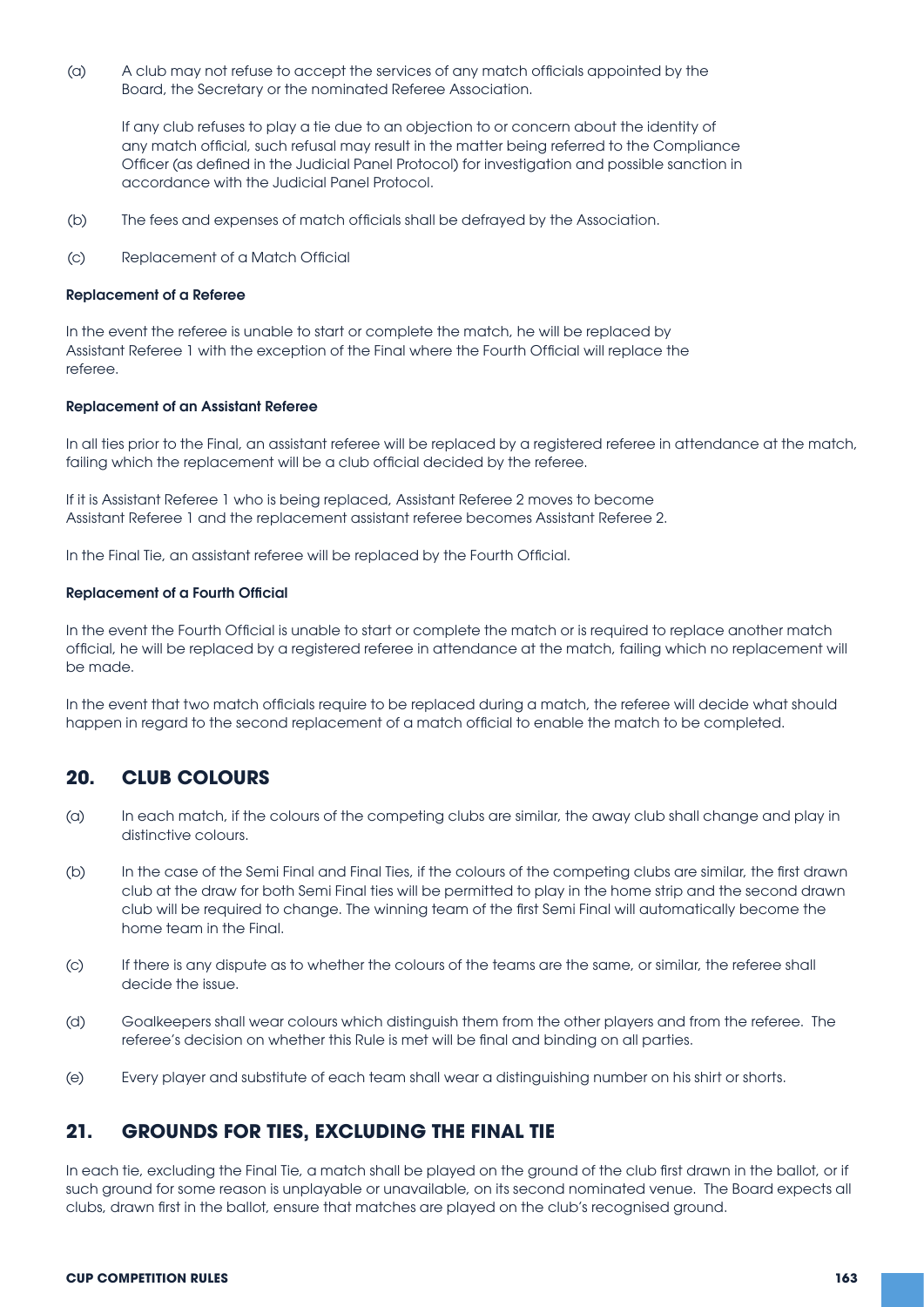(a) A club may not refuse to accept the services of any match officials appointed by the Board, the Secretary or the nominated Referee Association.

If any club refuses to play a tie due to an objection to or concern about the identity of any match official, such refusal may result in the matter being referred to the Compliance Officer (as defined in the Judicial Panel Protocol) for investigation and possible sanction in accordance with the Judicial Panel Protocol.

(b) The fees and expenses of match officials shall be defrayed by the Association.

(c) Replacement of a Match Official

**Replacement of a Referee**

In the event the referee is unable to start or complete the match, he will be replaced by Assistant Referee 1 with the exception of the Final where the Fourth Official will replace the referee.

**Replacement of an Assistant Referee**

In all ties prior to the Final, an assistant referee will be replaced by a registered referee in attendance at the match, failing which the replacement will be a club official decided by the referee.

If it is Assistant Referee 1 who is being replaced, Assistant Referee 2 moves to become Assistant Referee 1 and the replacement assistant referee becomes Assistant Referee 2.

In the Final Tie, an assistant referee will be replaced by the Fourth Official.

**Replacement of a Fourth Official**

In the event the Fourth Official is unable to start or complete the match or is required to replace another match official, he will be replaced by a registered referee in attendance at the match, failing which no replacement will be made.

In the event that two match officials require to be replaced during a match, the referee will decide what should happen in regard to the second replacement of a match official to enable the match to be completed.

## 20. CLUB COLOURS

(a) In each match, if the colours of the competing clubs are similar, the away club shall change and play in distinctive colours.

(b) In the case of the Semi Final and Final Ties, if the colours of the competing clubs are similar, the first drawn club at the draw for both Semi Final ties will be permitted to play in the home strip and the second drawn club will be required to change. The winning team of the first Semi Final will automatically become the home team in the Final.

(c) If there is any dispute as to whether the colours of the teams are the same, or similar, the referee shall decide the issue.

(d) Goalkeepers shall wear colours which distinguish them from the other players and from the referee. The referee's decision on whether this Rule is met will be final and binding on all parties.

(e) Every player and substitute of each team shall wear a distinguishing number on his shirt or shorts.

## 21. GROUNDS FOR TIES, EXCLUDING THE FINAL TIE

In each tie, excluding the Final Tie, a match shall be played on the ground of the club first drawn in the ballot, or if such ground for some reason is unplayable or unavailable, on its second nominated venue. The Board expects all clubs, drawn first in the ballot, ensure that matches are played on the club's recognised ground.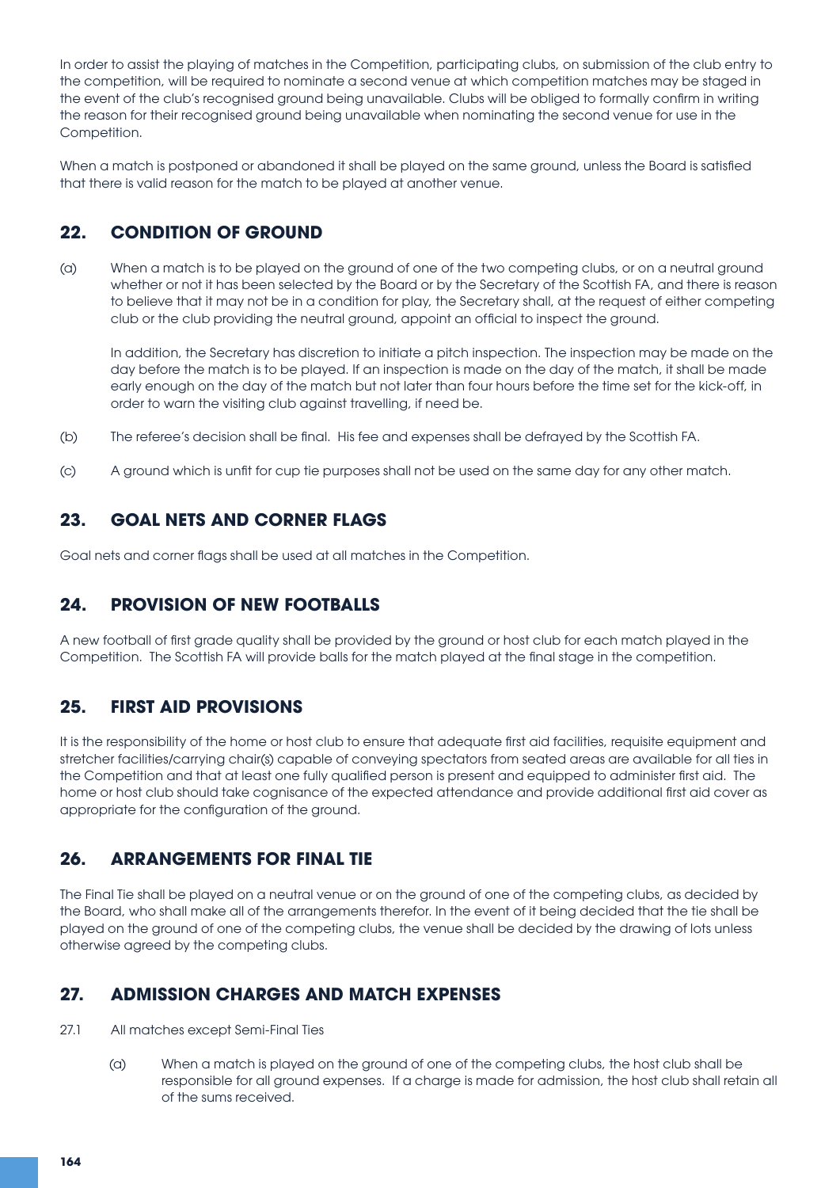In order to assist the playing of matches in the Competition, participating clubs, on submission of the club entry to the competition, will be required to nominate a second venue at which competition matches may be staged in the event of the club's recognised ground being unavailable. Clubs will be obliged to formally confirm in writing the reason for their recognised ground being unavailable when nominating the second venue for use in the Competition.

When a match is postponed or abandoned it shall be played on the same ground, unless the Board is satisfied that there is valid reason for the match to be played at another venue.

## 22. CONDITION OF GROUND

(a) When a match is to be played on the ground of one of the two competing clubs, or on a neutral ground whether or not it has been selected by the Board or by the Secretary of the Scottish FA, and there is reason to believe that it may not be in a condition for play, the Secretary shall, at the request of either competing club or the club providing the neutral ground, appoint an official to inspect the ground.

In addition, the Secretary has discretion to initiate a pitch inspection. The inspection may be made on the day before the match is to be played. If an inspection is made on the day of the match, it shall be made early enough on the day of the match but not later than four hours before the time set for the kick-off, in order to warn the visiting club against travelling, if need be.

(b) The referee's decision shall be final. His fee and expenses shall be defrayed by the Scottish FA.

(c) A ground which is unfit for cup tie purposes shall not be used on the same day for any other match.

## 23. GOAL NETS AND CORNER FLAGS

Goal nets and corner flags shall be used at all matches in the Competition.

## 24. PROVISION OF NEW FOOTBALLS

A new football of first grade quality shall be provided by the ground or host club for each match played in the Competition. The Scottish FA will provide balls for the match played at the final stage in the competition.

## 25. FIRST AID PROVISIONS

It is the responsibility of the home or host club to ensure that adequate first aid facilities, requisite equipment and stretcher facilities/carrying chair(s) capable of conveying spectators from seated areas are available for all ties in the Competition and that at least one fully qualified person is present and equipped to administer first aid. The home or host club should take cognisance of the expected attendance and provide additional first aid cover as appropriate for the configuration of the ground.

## 26. ARRANGEMENTS FOR FINAL TIE

The Final Tie shall be played on a neutral venue or on the ground of one of the competing clubs, as decided by the Board, who shall make all of the arrangements therefor. In the event of it being decided that the tie shall be played on the ground of one of the competing clubs, the venue shall be decided by the drawing of lots unless otherwise agreed by the competing clubs.

## 27. ADMISSION CHARGES AND MATCH EXPENSES

27.1 All matches except Semi-Final Ties

(a) When a match is played on the ground of one of the competing clubs, the host club shall be responsible for all ground expenses. If a charge is made for admission, the host club shall retain all of the sums received.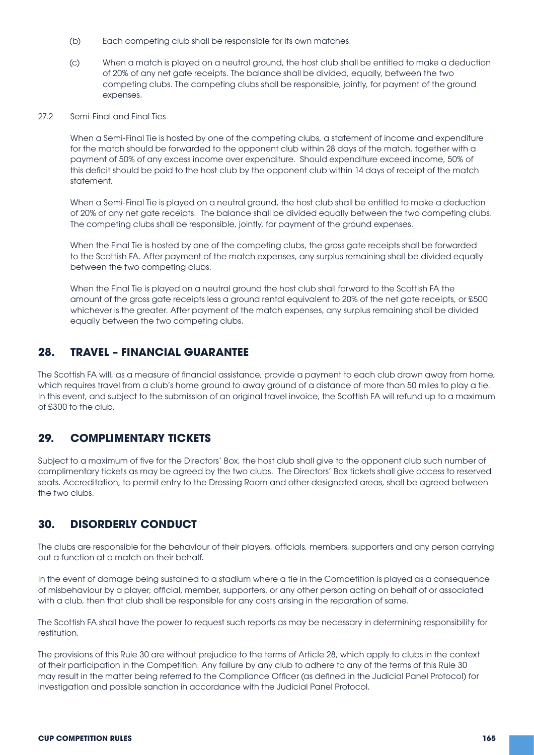(b) Each competing club shall be responsible for its own matches.

(c) When a match is played on a neutral ground, the host club shall be entitled to make a deduction of 20% of any net gate receipts. The balance shall be divided, equally, between the two competing clubs. The competing clubs shall be responsible, jointly, for payment of the ground expenses.

27.2 Semi-Final and Final Ties

When a Semi-Final Tie is hosted by one of the competing clubs, a statement of income and expenditure for the match should be forwarded to the opponent club within 28 days of the match, together with a payment of 50% of any excess income over expenditure. Should expenditure exceed income, 50% of this deficit should be paid to the host club by the opponent club within 14 days of receipt of the match statement.

When a Semi-Final Tie is played on a neutral ground, the host club shall be entitled to make a deduction of 20% of any net gate receipts. The balance shall be divided equally between the two competing clubs. The competing clubs shall be responsible, jointly, for payment of the ground expenses.

When the Final Tie is hosted by one of the competing clubs, the gross gate receipts shall be forwarded to the Scottish FA. After payment of the match expenses, any surplus remaining shall be divided equally between the two competing clubs.

When the Final Tie is played on a neutral ground the host club shall forward to the Scottish FA the amount of the gross gate receipts less a ground rental equivalent to 20% of the net gate receipts, or £500 whichever is the greater. After payment of the match expenses, any surplus remaining shall be divided equally between the two competing clubs.

## 28. TRAVEL – FINANCIAL GUARANTEE

The Scottish FA will, as a measure of financial assistance, provide a payment to each club drawn away from home, which requires travel from a club's home ground to away ground of a distance of more than 50 miles to play a tie. In this event, and subject to the submission of an original travel invoice, the Scottish FA will refund up to a maximum of £300 to the club.

## 29. COMPLIMENTARY TICKETS

Subject to a maximum of five for the Directors' Box, the host club shall give to the opponent club such number of complimentary tickets as may be agreed by the two clubs. The Directors' Box tickets shall give access to reserved seats. Accreditation, to permit entry to the Dressing Room and other designated areas, shall be agreed between the two clubs.

## 30. DISORDERLY CONDUCT

The clubs are responsible for the behaviour of their players, officials, members, supporters and any person carrying out a function at a match on their behalf.

In the event of damage being sustained to a stadium where a tie in the Competition is played as a consequence of misbehaviour by a player, official, member, supporters, or any other person acting on behalf of or associated with a club, then that club shall be responsible for any costs arising in the reparation of same.

The Scottish FA shall have the power to request such reports as may be necessary in determining responsibility for restitution.

The provisions of this Rule 30 are without prejudice to the terms of Article 28, which apply to clubs in the context of their participation in the Competition. Any failure by any club to adhere to any of the terms of this Rule 30 may result in the matter being referred to the Compliance Officer (as defined in the Judicial Panel Protocol) for investigation and possible sanction in accordance with the Judicial Panel Protocol.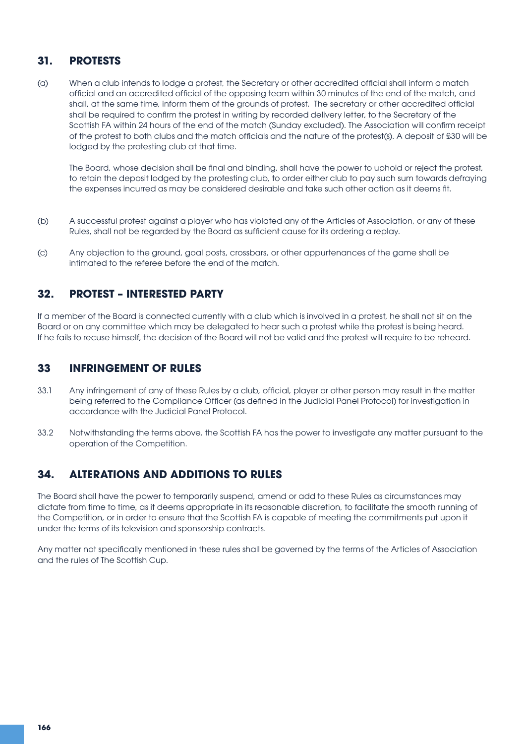## 31. PROTESTS

(a) When a club intends to lodge a protest, the Secretary or other accredited official shall inform a match official and an accredited official of the opposing team within 30 minutes of the end of the match, and shall, at the same time, inform them of the grounds of protest. The secretary or other accredited official shall be required to confirm the protest in writing by recorded delivery letter, to the Secretary of the Scottish FA within 24 hours of the end of the match (Sunday excluded). The Association will confirm receipt of the protest to both clubs and the match officials and the nature of the protest(s). A deposit of £30 will be lodged by the protesting club at that time.

The Board, whose decision shall be final and binding, shall have the power to uphold or reject the protest, to retain the deposit lodged by the protesting club, to order either club to pay such sum towards defraying the expenses incurred as may be considered desirable and take such other action as it deems fit.

(b) A successful protest against a player who has violated any of the Articles of Association, or any of these Rules, shall not be regarded by the Board as sufficient cause for its ordering a replay.

(c) Any objection to the ground, goal posts, crossbars, or other appurtenances of the game shall be intimated to the referee before the end of the match.

## 32. PROTEST – INTERESTED PARTY

If a member of the Board is connected currently with a club which is involved in a protest, he shall not sit on the Board or on any committee which may be delegated to hear such a protest while the protest is being heard. If he fails to recuse himself, the decision of the Board will not be valid and the protest will require to be reheard.

## 33 INFRINGEMENT OF RULES

33.1 Any infringement of any of these Rules by a club, official, player or other person may result in the matter being referred to the Compliance Officer (as defined in the Judicial Panel Protocol) for investigation in accordance with the Judicial Panel Protocol.

33.2 Notwithstanding the terms above, the Scottish FA has the power to investigate any matter pursuant to the operation of the Competition.

## 34. ALTERATIONS AND ADDITIONS TO RULES

The Board shall have the power to temporarily suspend, amend or add to these Rules as circumstances may dictate from time to time, as it deems appropriate in its reasonable discretion, to facilitate the smooth running of the Competition, or in order to ensure that the Scottish FA is capable of meeting the commitments put upon it under the terms of its television and sponsorship contracts.

Any matter not specifically mentioned in these rules shall be governed by the terms of the Articles of Association and the rules of The Scottish Cup.